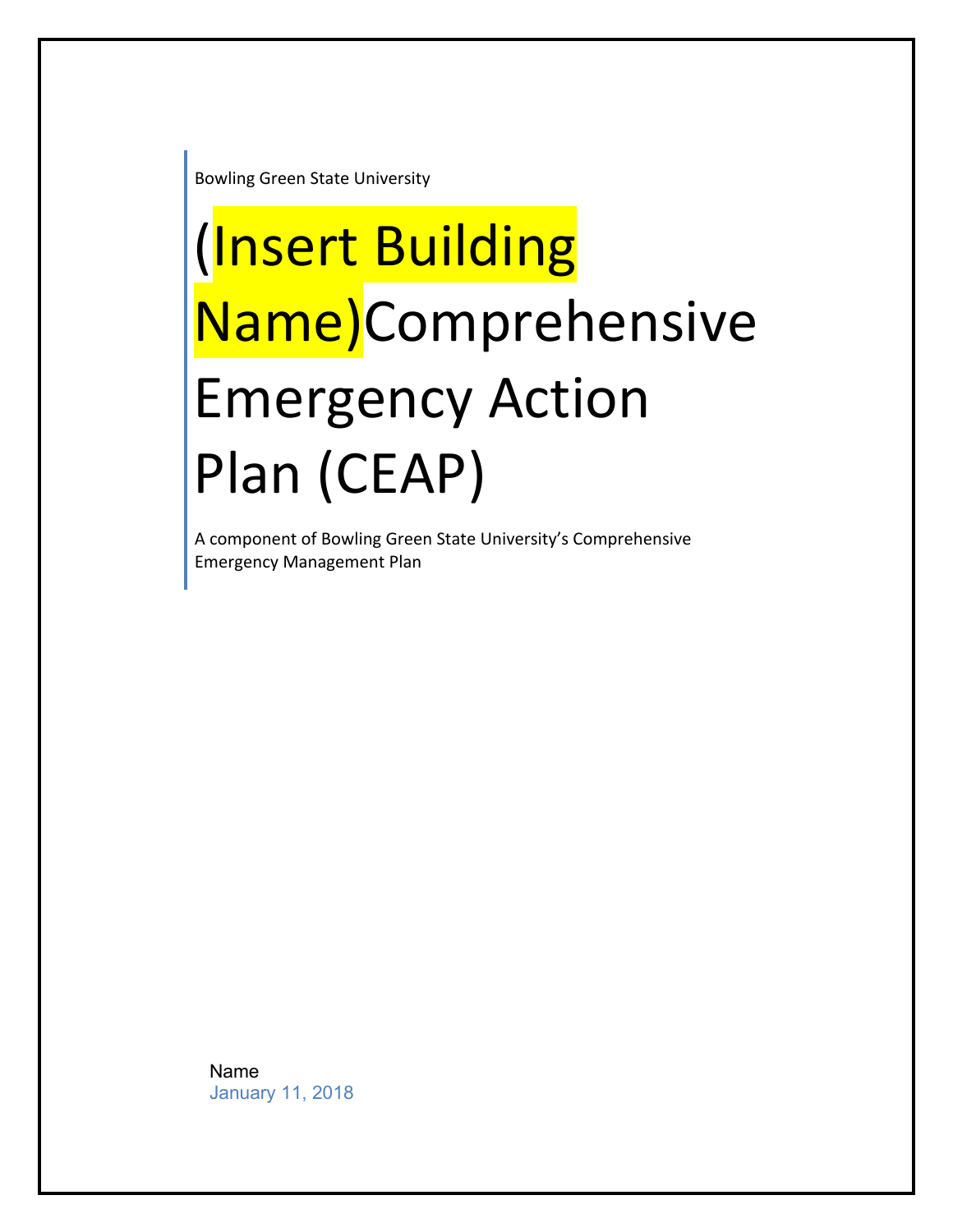Bowling Green State University

# (Insert Building Name)Comprehensive Emergency Action Plan (CEAP)

A component of Bowling Green State University's Comprehensive Emergency Management Plan

Name

January 11, 2018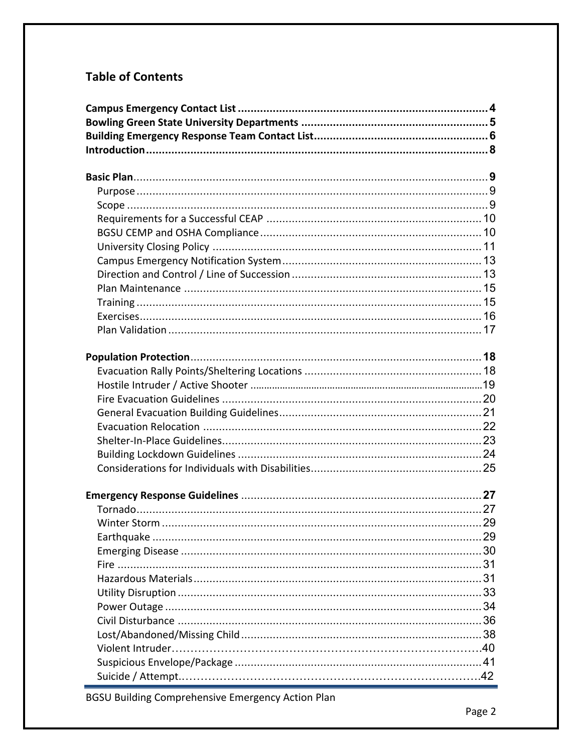## Table of Contents

**Campus Emergency Contact List** ........................................ **4**
**Bowling Green State University Departments** ........................................ **5**
**Building Emergency Response Team Contact List** ........................................ **6**
**Introduction** ........................................ **8**

**Basic Plan** ........................................ **9**
- Purpose ........................................ 9
- Scope ........................................ 9
- Requirements for a Successful CEAP ........................................ 10
- BGSU CEMP and OSHA Compliance ........................................ 10
- University Closing Policy ........................................ 11
- Campus Emergency Notification System ........................................ 13
- Direction and Control / Line of Succession ........................................ 13
- Plan Maintenance ........................................ 15
- Training ........................................ 15
- Exercises ........................................ 16
- Plan Validation ........................................ 17

**Population Protection** ........................................ **18**
- Evacuation Rally Points/Sheltering Locations ........................................ 18
- Hostile Intruder / Active Shooter ........................................ 19
- Fire Evacuation Guidelines ........................................ 20
- General Evacuation Building Guidelines ........................................ 21
- Evacuation Relocation ........................................ 22
- Shelter-In-Place Guidelines ........................................ 23
- Building Lockdown Guidelines ........................................ 24
- Considerations for Individuals with Disabilities ........................................ 25

**Emergency Response Guidelines** ........................................ **27**
- Tornado ........................................ 27
- Winter Storm ........................................ 29
- Earthquake ........................................ 29
- Emerging Disease ........................................ 30
- Fire ........................................ 31
- Hazardous Materials ........................................ 31
- Utility Disruption ........................................ 33
- Power Outage ........................................ 34
- Civil Disturbance ........................................ 36
- Lost/Abandoned/Missing Child ........................................ 38
- Violent Intruder ........................................ 40
- Suspicious Envelope/Package ........................................ 41
- Suicide / Attempt ........................................ 42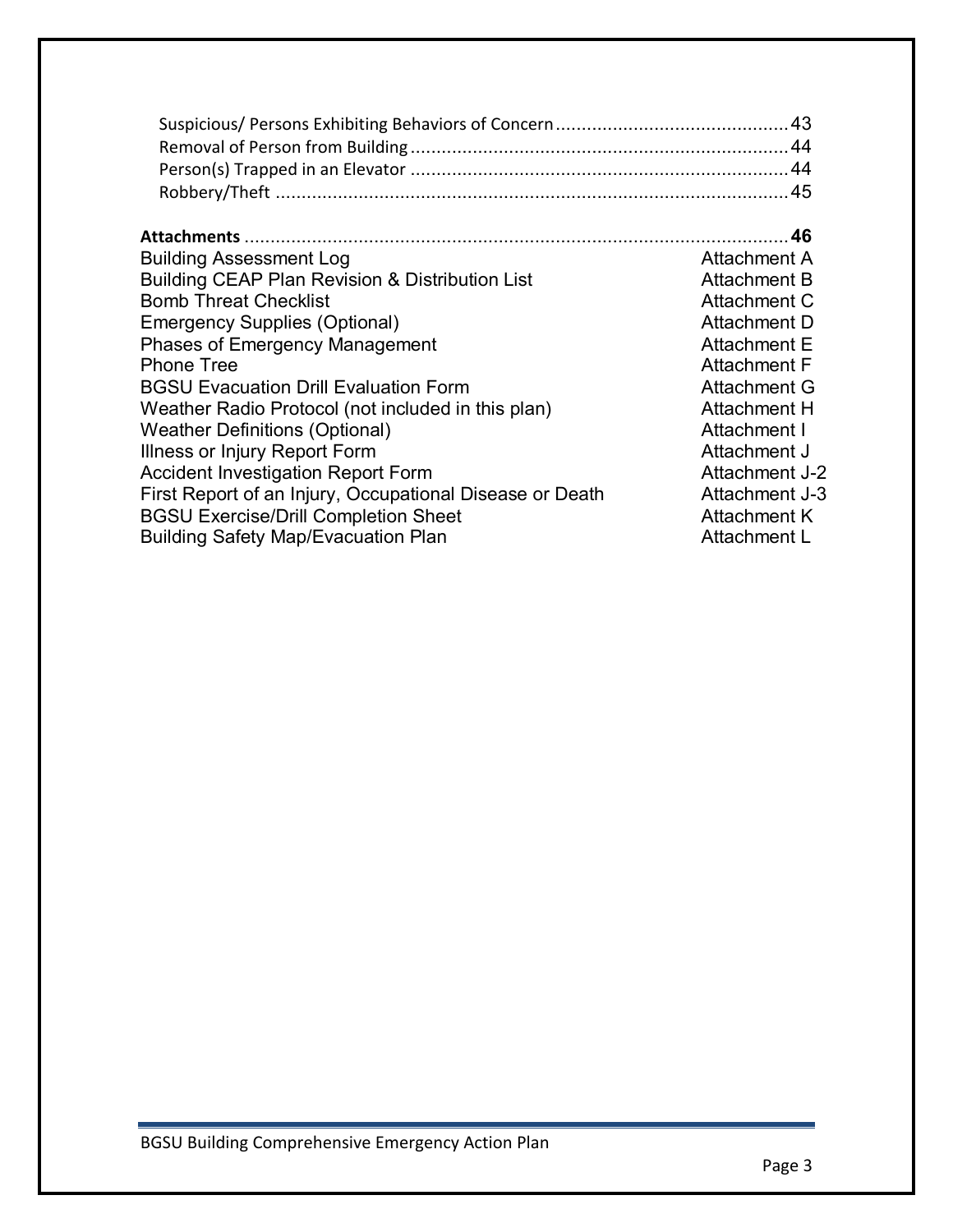Suspicious/ Persons Exhibiting Behaviors of Concern ............................................ 43
Removal of Person from Building ........................................................................ 44
Person(s) Trapped in an Elevator ........................................................................ 44
Robbery/Theft .................................................................................................. 45

**Attachments** ......................................................................................................... **46**

| | |
|---|---|
| Building Assessment Log | Attachment A |
| Building CEAP Plan Revision & Distribution List | Attachment B |
| Bomb Threat Checklist | Attachment C |
| Emergency Supplies (Optional) | Attachment D |
| Phases of Emergency Management | Attachment E |
| Phone Tree | Attachment F |
| BGSU Evacuation Drill Evaluation Form | Attachment G |
| Weather Radio Protocol (not included in this plan) | Attachment H |
| Weather Definitions (Optional) | Attachment I |
| Illness or Injury Report Form | Attachment J |
| Accident Investigation Report Form | Attachment J-2 |
| First Report of an Injury, Occupational Disease or Death | Attachment J-3 |
| BGSU Exercise/Drill Completion Sheet | Attachment K |
| Building Safety Map/Evacuation Plan | Attachment L |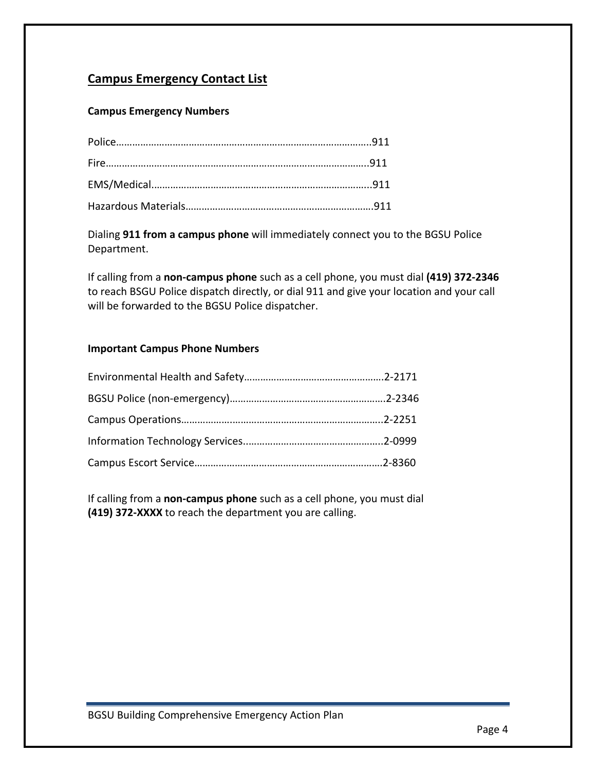## Campus Emergency Contact List

### Campus Emergency Numbers

Police…………………………………………………………………………………..911

Fire……………………………………………………………………………………..911

EMS/Medical..………………………………………………………………………..911

Hazardous Materials…………………………………………………………….911

Dialing **911 from a campus phone** will immediately connect you to the BGSU Police Department.

If calling from a **non-campus phone** such as a cell phone, you must dial **(419) 372-2346** to reach BSGU Police dispatch directly, or dial 911 and give your location and your call will be forwarded to the BGSU Police dispatcher.

### Important Campus Phone Numbers

Environmental Health and Safety…………………………………………….2-2171

BGSU Police (non-emergency)………………………………………………….2-2346

Campus Operations………………………………………………………………..2-2251

Information Technology Services..…………………………………………..2-0999

Campus Escort Service…………………………………………………………….2-8360

If calling from a **non-campus phone** such as a cell phone, you must dial **(419) 372-XXXX** to reach the department you are calling.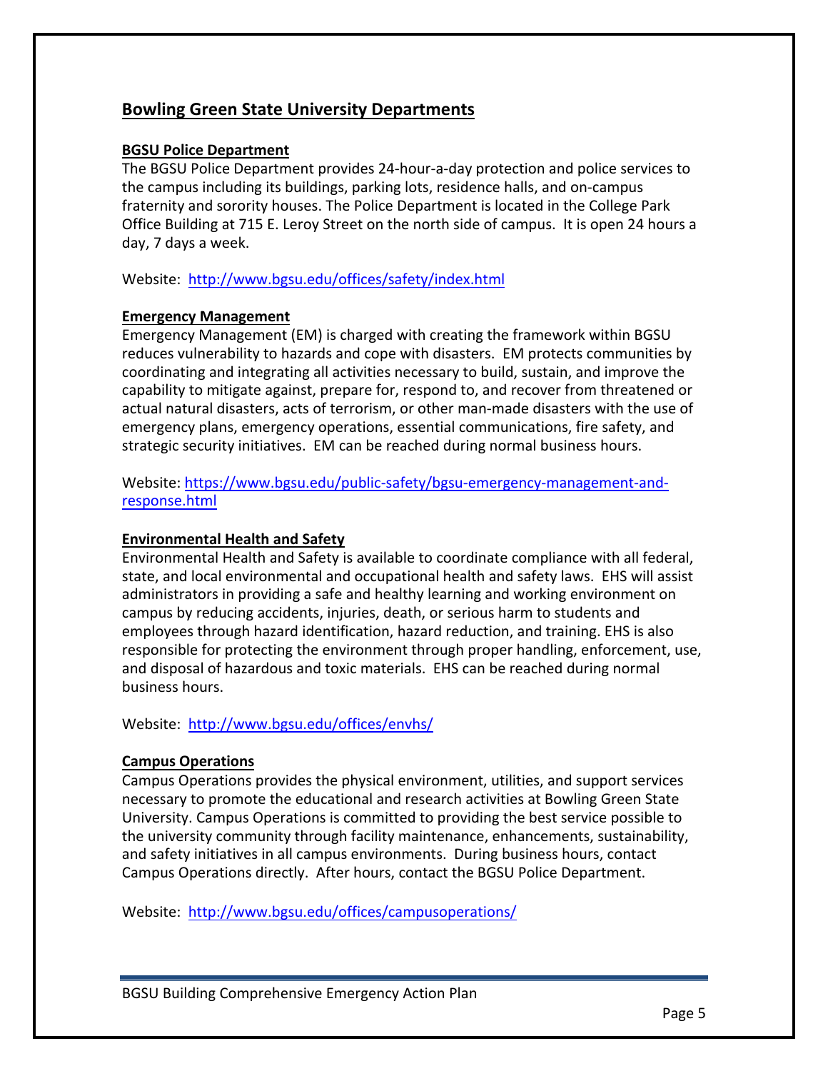## Bowling Green State University Departments

### BGSU Police Department

The BGSU Police Department provides 24-hour-a-day protection and police services to the campus including its buildings, parking lots, residence halls, and on-campus fraternity and sorority houses. The Police Department is located in the College Park Office Building at 715 E. Leroy Street on the north side of campus. It is open 24 hours a day, 7 days a week.

Website: http://www.bgsu.edu/offices/safety/index.html

### Emergency Management

Emergency Management (EM) is charged with creating the framework within BGSU reduces vulnerability to hazards and cope with disasters. EM protects communities by coordinating and integrating all activities necessary to build, sustain, and improve the capability to mitigate against, prepare for, respond to, and recover from threatened or actual natural disasters, acts of terrorism, or other man-made disasters with the use of emergency plans, emergency operations, essential communications, fire safety, and strategic security initiatives. EM can be reached during normal business hours.

Website: https://www.bgsu.edu/public-safety/bgsu-emergency-management-and-response.html

### Environmental Health and Safety

Environmental Health and Safety is available to coordinate compliance with all federal, state, and local environmental and occupational health and safety laws. EHS will assist administrators in providing a safe and healthy learning and working environment on campus by reducing accidents, injuries, death, or serious harm to students and employees through hazard identification, hazard reduction, and training. EHS is also responsible for protecting the environment through proper handling, enforcement, use, and disposal of hazardous and toxic materials. EHS can be reached during normal business hours.

Website: http://www.bgsu.edu/offices/envhs/

### Campus Operations

Campus Operations provides the physical environment, utilities, and support services necessary to promote the educational and research activities at Bowling Green State University. Campus Operations is committed to providing the best service possible to the university community through facility maintenance, enhancements, sustainability, and safety initiatives in all campus environments. During business hours, contact Campus Operations directly. After hours, contact the BGSU Police Department.

Website: http://www.bgsu.edu/offices/campusoperations/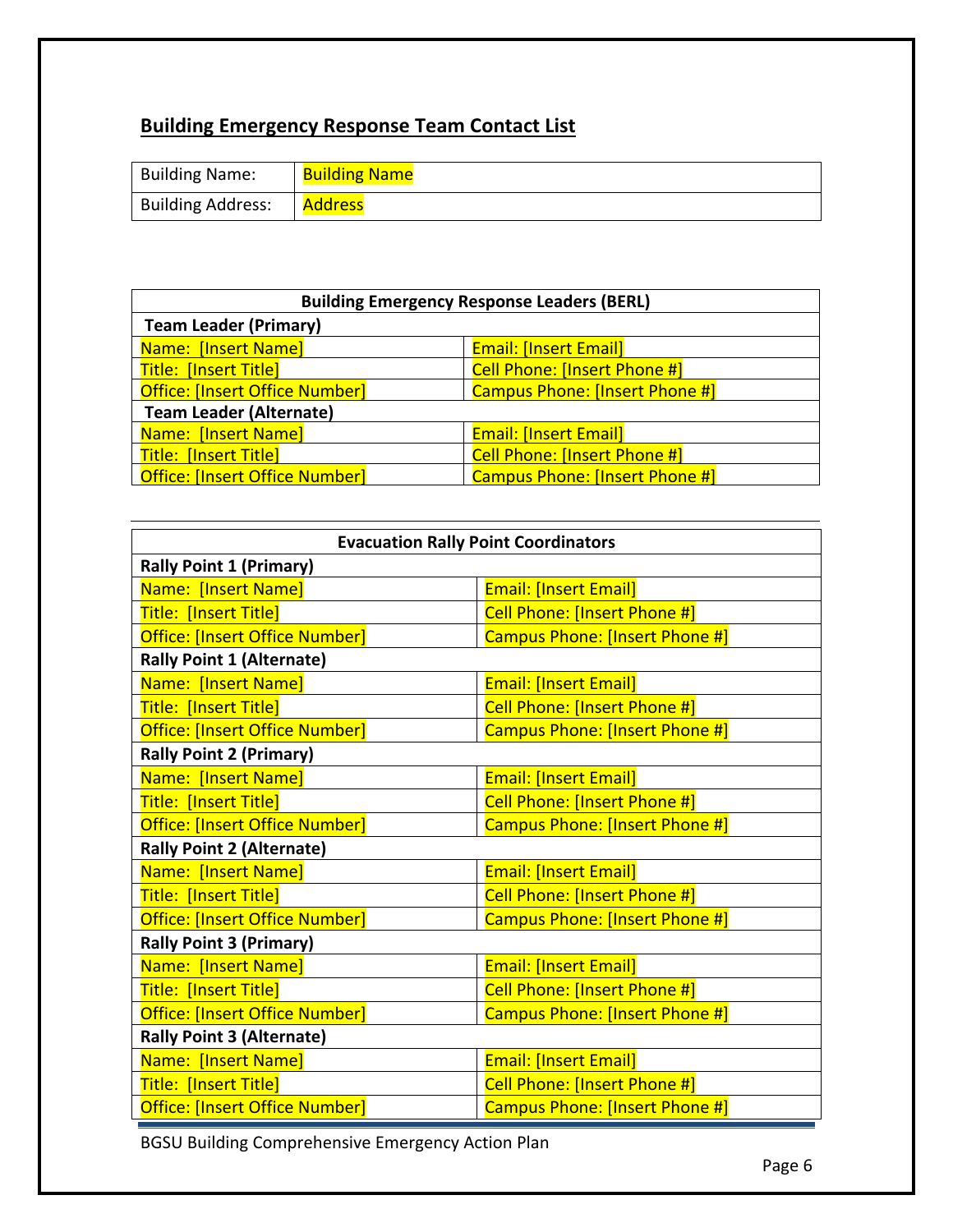## Building Emergency Response Team Contact List

| Building Name: | Building Name |
|---|---|
| Building Address: | Address |

| Building Emergency Response Leaders (BERL) | |
|---|---|
| **Team Leader (Primary)** | |
| Name: [Insert Name] | Email: [Insert Email] |
| Title: [Insert Title] | Cell Phone: [Insert Phone #] |
| Office: [Insert Office Number] | Campus Phone: [Insert Phone #] |
| **Team Leader (Alternate)** | |
| Name: [Insert Name] | Email: [Insert Email] |
| Title: [Insert Title] | Cell Phone: [Insert Phone #] |
| Office: [Insert Office Number] | Campus Phone: [Insert Phone #] |

| Evacuation Rally Point Coordinators | |
|---|---|
| **Rally Point 1 (Primary)** | |
| Name: [Insert Name] | Email: [Insert Email] |
| Title: [Insert Title] | Cell Phone: [Insert Phone #] |
| Office: [Insert Office Number] | Campus Phone: [Insert Phone #] |
| **Rally Point 1 (Alternate)** | |
| Name: [Insert Name] | Email: [Insert Email] |
| Title: [Insert Title] | Cell Phone: [Insert Phone #] |
| Office: [Insert Office Number] | Campus Phone: [Insert Phone #] |
| **Rally Point 2 (Primary)** | |
| Name: [Insert Name] | Email: [Insert Email] |
| Title: [Insert Title] | Cell Phone: [Insert Phone #] |
| Office: [Insert Office Number] | Campus Phone: [Insert Phone #] |
| **Rally Point 2 (Alternate)** | |
| Name: [Insert Name] | Email: [Insert Email] |
| Title: [Insert Title] | Cell Phone: [Insert Phone #] |
| Office: [Insert Office Number] | Campus Phone: [Insert Phone #] |
| **Rally Point 3 (Primary)** | |
| Name: [Insert Name] | Email: [Insert Email] |
| Title: [Insert Title] | Cell Phone: [Insert Phone #] |
| Office: [Insert Office Number] | Campus Phone: [Insert Phone #] |
| **Rally Point 3 (Alternate)** | |
| Name: [Insert Name] | Email: [Insert Email] |
| Title: [Insert Title] | Cell Phone: [Insert Phone #] |
| Office: [Insert Office Number] | Campus Phone: [Insert Phone #] |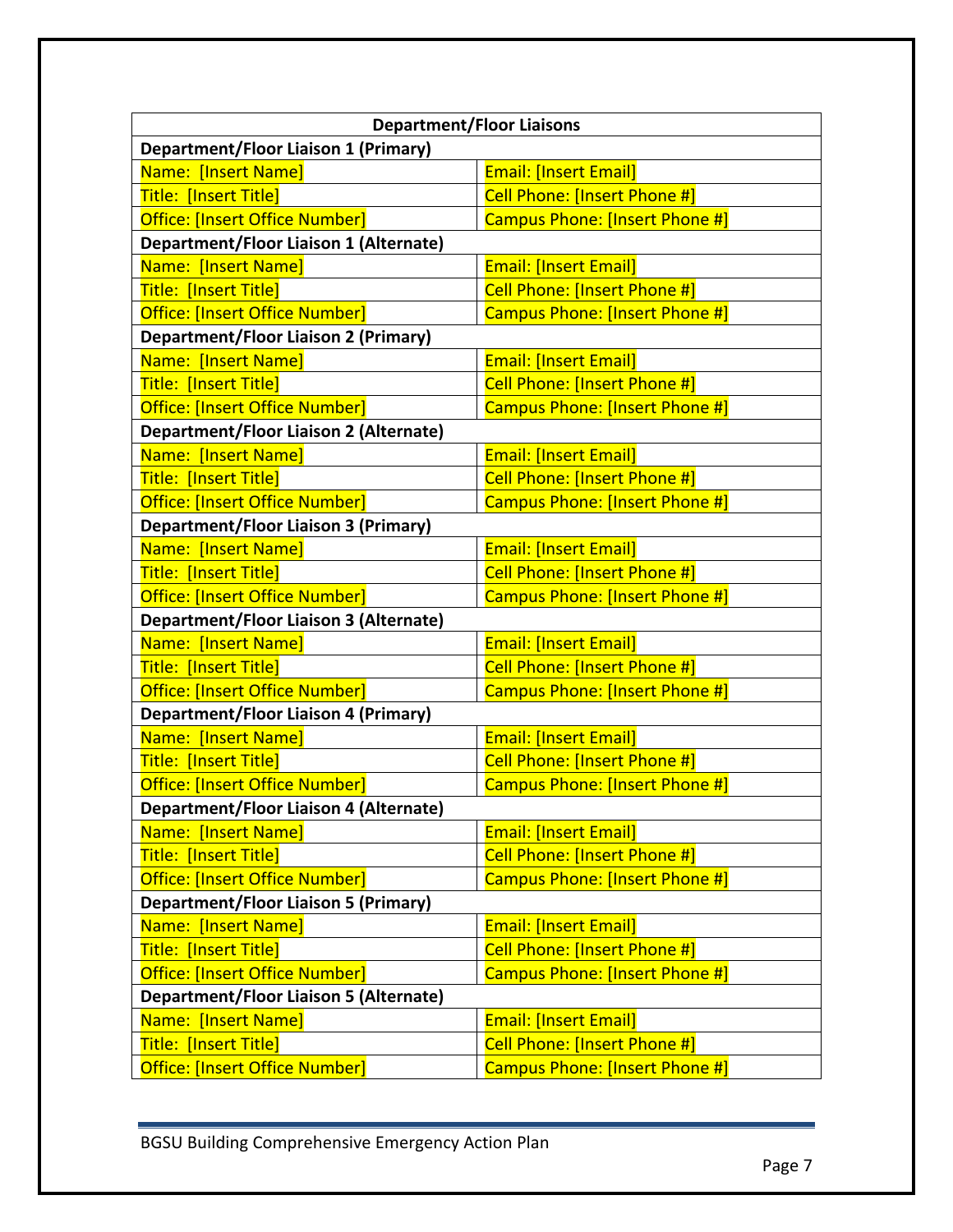| Department/Floor Liaisons | |
|---|---|
| **Department/Floor Liaison 1 (Primary)** | |
| Name: [Insert Name] | Email: [Insert Email] |
| Title: [Insert Title] | Cell Phone: [Insert Phone #] |
| Office: [Insert Office Number] | Campus Phone: [Insert Phone #] |
| **Department/Floor Liaison 1 (Alternate)** | |
| Name: [Insert Name] | Email: [Insert Email] |
| Title: [Insert Title] | Cell Phone: [Insert Phone #] |
| Office: [Insert Office Number] | Campus Phone: [Insert Phone #] |
| **Department/Floor Liaison 2 (Primary)** | |
| Name: [Insert Name] | Email: [Insert Email] |
| Title: [Insert Title] | Cell Phone: [Insert Phone #] |
| Office: [Insert Office Number] | Campus Phone: [Insert Phone #] |
| **Department/Floor Liaison 2 (Alternate)** | |
| Name: [Insert Name] | Email: [Insert Email] |
| Title: [Insert Title] | Cell Phone: [Insert Phone #] |
| Office: [Insert Office Number] | Campus Phone: [Insert Phone #] |
| **Department/Floor Liaison 3 (Primary)** | |
| Name: [Insert Name] | Email: [Insert Email] |
| Title: [Insert Title] | Cell Phone: [Insert Phone #] |
| Office: [Insert Office Number] | Campus Phone: [Insert Phone #] |
| **Department/Floor Liaison 3 (Alternate)** | |
| Name: [Insert Name] | Email: [Insert Email] |
| Title: [Insert Title] | Cell Phone: [Insert Phone #] |
| Office: [Insert Office Number] | Campus Phone: [Insert Phone #] |
| **Department/Floor Liaison 4 (Primary)** | |
| Name: [Insert Name] | Email: [Insert Email] |
| Title: [Insert Title] | Cell Phone: [Insert Phone #] |
| Office: [Insert Office Number] | Campus Phone: [Insert Phone #] |
| **Department/Floor Liaison 4 (Alternate)** | |
| Name: [Insert Name] | Email: [Insert Email] |
| Title: [Insert Title] | Cell Phone: [Insert Phone #] |
| Office: [Insert Office Number] | Campus Phone: [Insert Phone #] |
| **Department/Floor Liaison 5 (Primary)** | |
| Name: [Insert Name] | Email: [Insert Email] |
| Title: [Insert Title] | Cell Phone: [Insert Phone #] |
| Office: [Insert Office Number] | Campus Phone: [Insert Phone #] |
| **Department/Floor Liaison 5 (Alternate)** | |
| Name: [Insert Name] | Email: [Insert Email] |
| Title: [Insert Title] | Cell Phone: [Insert Phone #] |
| Office: [Insert Office Number] | Campus Phone: [Insert Phone #] |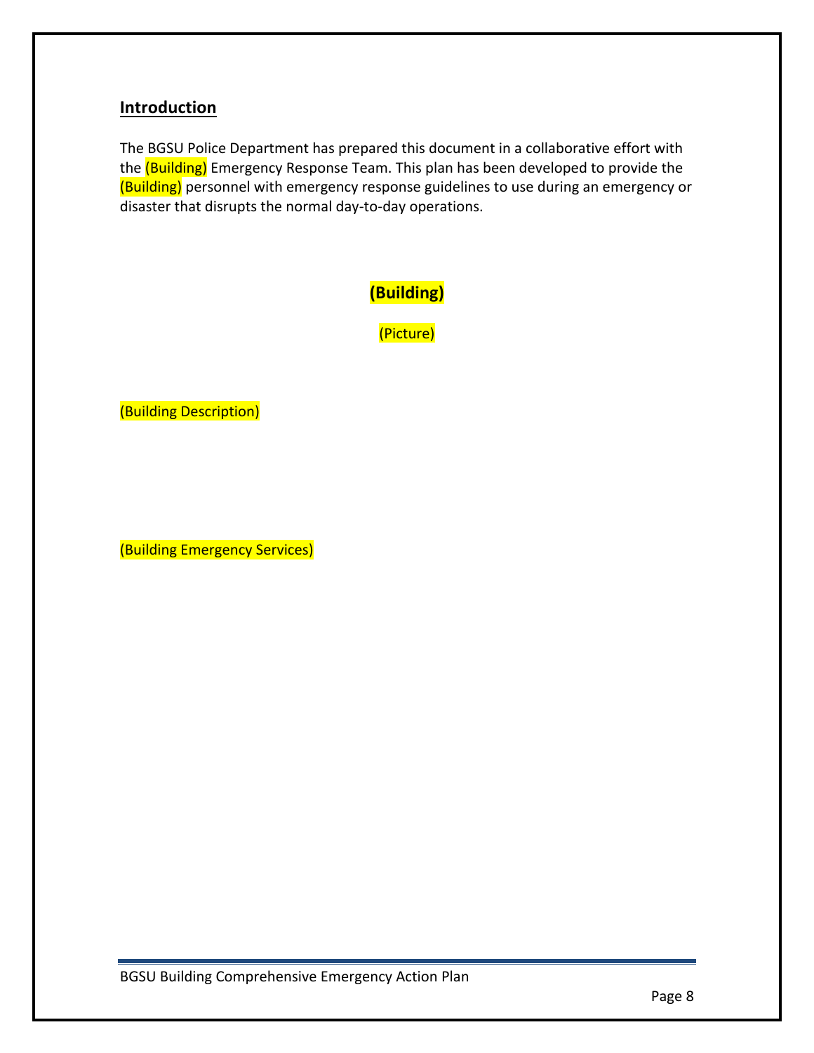## Introduction

The BGSU Police Department has prepared this document in a collaborative effort with the (Building) Emergency Response Team. This plan has been developed to provide the (Building) personnel with emergency response guidelines to use during an emergency or disaster that disrupts the normal day-to-day operations.

**(Building)**

(Picture)

(Building Description)

(Building Emergency Services)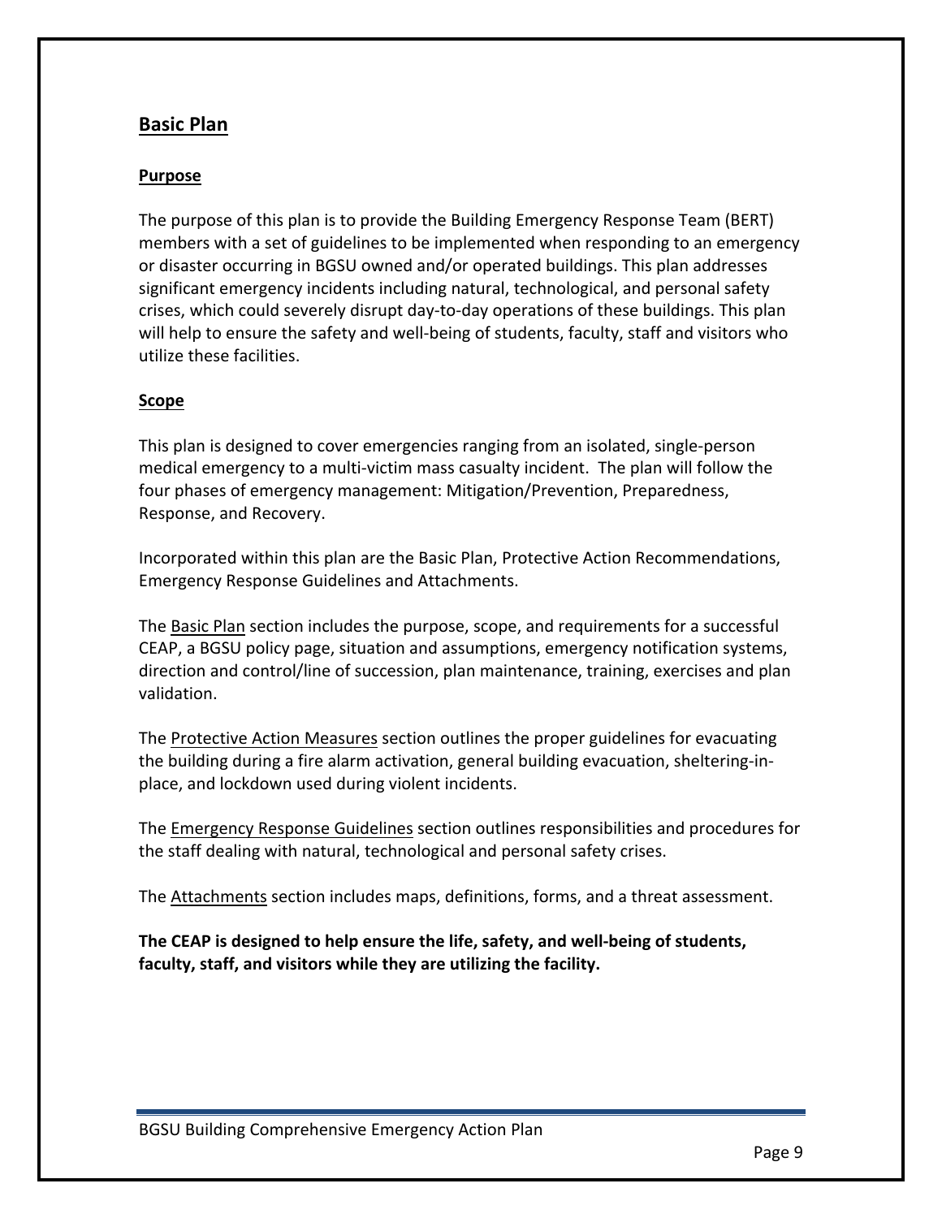## Basic Plan

### Purpose

The purpose of this plan is to provide the Building Emergency Response Team (BERT) members with a set of guidelines to be implemented when responding to an emergency or disaster occurring in BGSU owned and/or operated buildings. This plan addresses significant emergency incidents including natural, technological, and personal safety crises, which could severely disrupt day-to-day operations of these buildings. This plan will help to ensure the safety and well-being of students, faculty, staff and visitors who utilize these facilities.

### Scope

This plan is designed to cover emergencies ranging from an isolated, single-person medical emergency to a multi-victim mass casualty incident. The plan will follow the four phases of emergency management: Mitigation/Prevention, Preparedness, Response, and Recovery.

Incorporated within this plan are the Basic Plan, Protective Action Recommendations, Emergency Response Guidelines and Attachments.

The Basic Plan section includes the purpose, scope, and requirements for a successful CEAP, a BGSU policy page, situation and assumptions, emergency notification systems, direction and control/line of succession, plan maintenance, training, exercises and plan validation.

The Protective Action Measures section outlines the proper guidelines for evacuating the building during a fire alarm activation, general building evacuation, sheltering-in-place, and lockdown used during violent incidents.

The Emergency Response Guidelines section outlines responsibilities and procedures for the staff dealing with natural, technological and personal safety crises.

The Attachments section includes maps, definitions, forms, and a threat assessment.

**The CEAP is designed to help ensure the life, safety, and well-being of students, faculty, staff, and visitors while they are utilizing the facility.**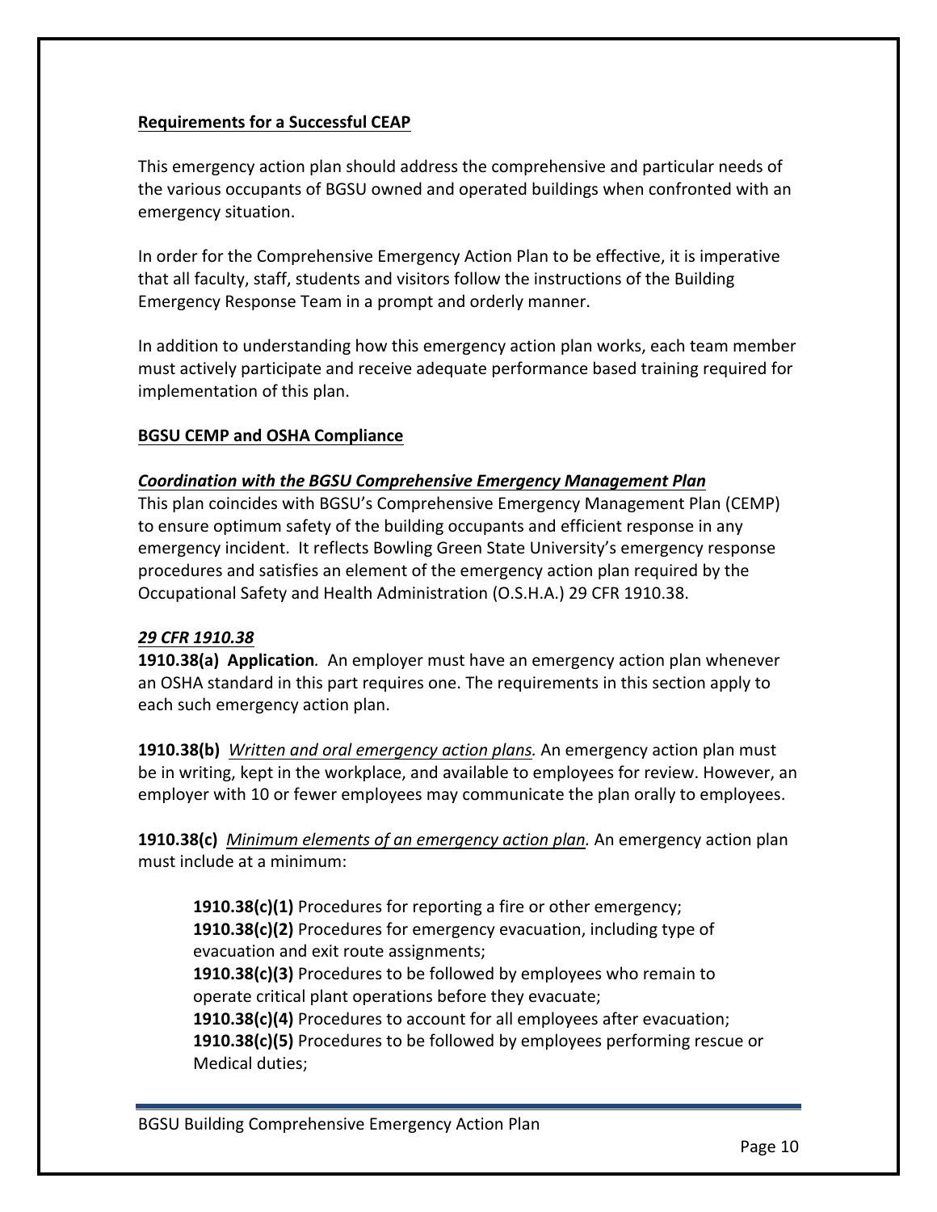**Requirements for a Successful CEAP**

This emergency action plan should address the comprehensive and particular needs of the various occupants of BGSU owned and operated buildings when confronted with an emergency situation.

In order for the Comprehensive Emergency Action Plan to be effective, it is imperative that all faculty, staff, students and visitors follow the instructions of the Building Emergency Response Team in a prompt and orderly manner.

In addition to understanding how this emergency action plan works, each team member must actively participate and receive adequate performance based training required for implementation of this plan.

**BGSU CEMP and OSHA Compliance**

***Coordination with the BGSU Comprehensive Emergency Management Plan***

This plan coincides with BGSU's Comprehensive Emergency Management Plan (CEMP) to ensure optimum safety of the building occupants and efficient response in any emergency incident. It reflects Bowling Green State University's emergency response procedures and satisfies an element of the emergency action plan required by the Occupational Safety and Health Administration (O.S.H.A.) 29 CFR 1910.38.

***29 CFR 1910.38***

**1910.38(a) Application***.* An employer must have an emergency action plan whenever an OSHA standard in this part requires one. The requirements in this section apply to each such emergency action plan.

**1910.38(b)** *Written and oral emergency action plans.* An emergency action plan must be in writing, kept in the workplace, and available to employees for review. However, an employer with 10 or fewer employees may communicate the plan orally to employees.

**1910.38(c)** *Minimum elements of an emergency action plan.* An emergency action plan must include at a minimum:

> **1910.38(c)(1)** Procedures for reporting a fire or other emergency;
> **1910.38(c)(2)** Procedures for emergency evacuation, including type of evacuation and exit route assignments;
> **1910.38(c)(3)** Procedures to be followed by employees who remain to operate critical plant operations before they evacuate;
> **1910.38(c)(4)** Procedures to account for all employees after evacuation;
> **1910.38(c)(5)** Procedures to be followed by employees performing rescue or Medical duties;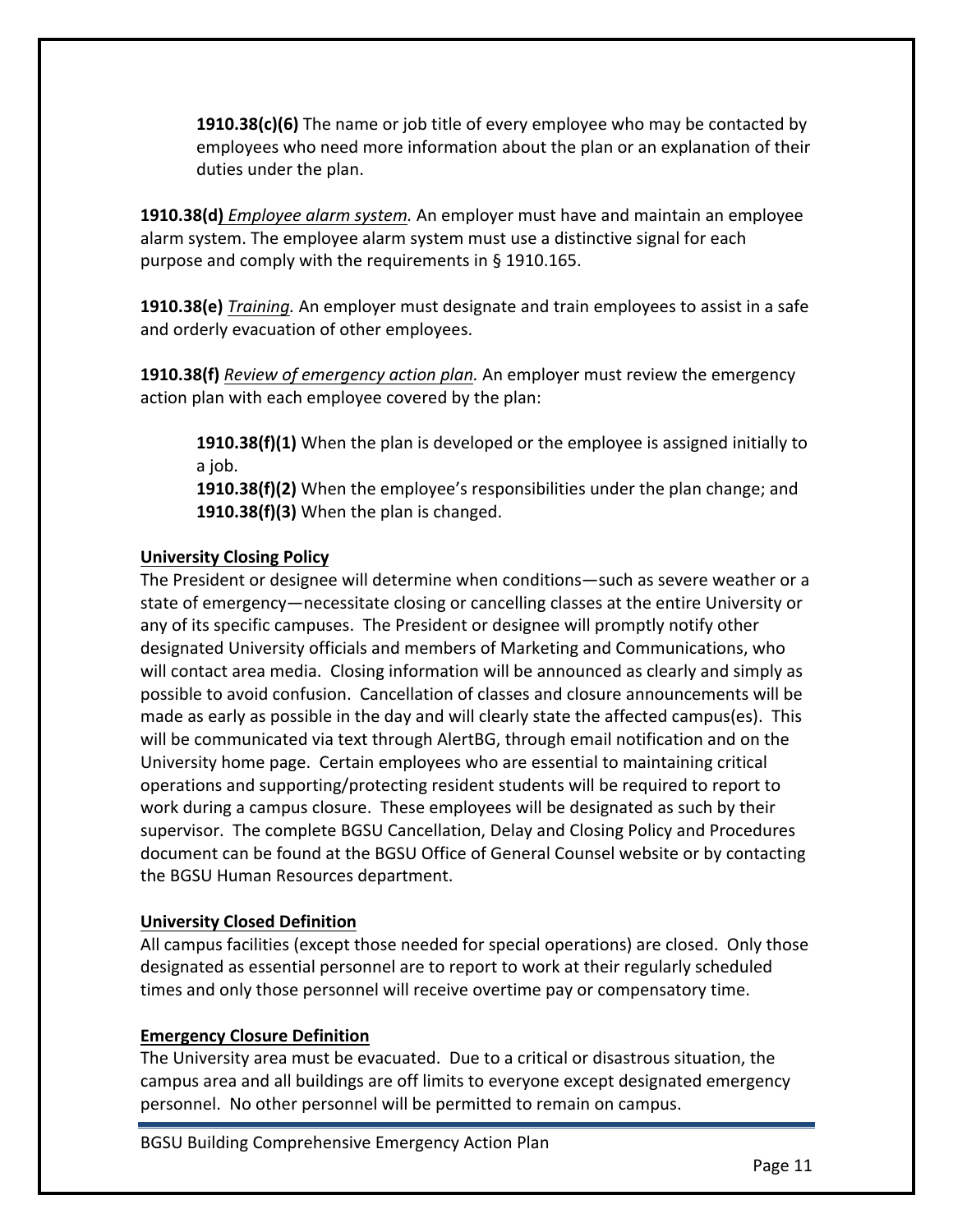**1910.38(c)(6)** The name or job title of every employee who may be contacted by employees who need more information about the plan or an explanation of their duties under the plan.

**1910.38(d)** *Employee alarm system.* An employer must have and maintain an employee alarm system. The employee alarm system must use a distinctive signal for each purpose and comply with the requirements in § 1910.165.

**1910.38(e)** *Training.* An employer must designate and train employees to assist in a safe and orderly evacuation of other employees.

**1910.38(f)** *Review of emergency action plan.* An employer must review the emergency action plan with each employee covered by the plan:

**1910.38(f)(1)** When the plan is developed or the employee is assigned initially to a job.
**1910.38(f)(2)** When the employee's responsibilities under the plan change; and
**1910.38(f)(3)** When the plan is changed.

**University Closing Policy**

The President or designee will determine when conditions—such as severe weather or a state of emergency—necessitate closing or cancelling classes at the entire University or any of its specific campuses. The President or designee will promptly notify other designated University officials and members of Marketing and Communications, who will contact area media. Closing information will be announced as clearly and simply as possible to avoid confusion. Cancellation of classes and closure announcements will be made as early as possible in the day and will clearly state the affected campus(es). This will be communicated via text through AlertBG, through email notification and on the University home page. Certain employees who are essential to maintaining critical operations and supporting/protecting resident students will be required to report to work during a campus closure. These employees will be designated as such by their supervisor. The complete BGSU Cancellation, Delay and Closing Policy and Procedures document can be found at the BGSU Office of General Counsel website or by contacting the BGSU Human Resources department.

**University Closed Definition**

All campus facilities (except those needed for special operations) are closed. Only those designated as essential personnel are to report to work at their regularly scheduled times and only those personnel will receive overtime pay or compensatory time.

**Emergency Closure Definition**

The University area must be evacuated. Due to a critical or disastrous situation, the campus area and all buildings are off limits to everyone except designated emergency personnel. No other personnel will be permitted to remain on campus.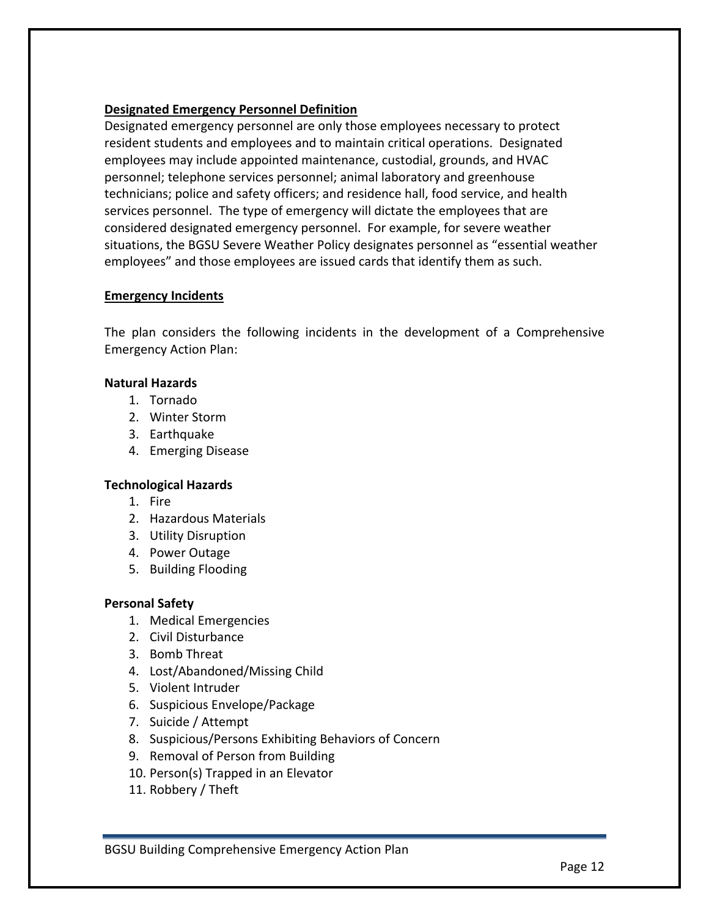## Designated Emergency Personnel Definition

Designated emergency personnel are only those employees necessary to protect resident students and employees and to maintain critical operations. Designated employees may include appointed maintenance, custodial, grounds, and HVAC personnel; telephone services personnel; animal laboratory and greenhouse technicians; police and safety officers; and residence hall, food service, and health services personnel. The type of emergency will dictate the employees that are considered designated emergency personnel. For example, for severe weather situations, the BGSU Severe Weather Policy designates personnel as "essential weather employees" and those employees are issued cards that identify them as such.

## Emergency Incidents

The plan considers the following incidents in the development of a Comprehensive Emergency Action Plan:

**Natural Hazards**

1. Tornado
2. Winter Storm
3. Earthquake
4. Emerging Disease

**Technological Hazards**

1. Fire
2. Hazardous Materials
3. Utility Disruption
4. Power Outage
5. Building Flooding

**Personal Safety**

1. Medical Emergencies
2. Civil Disturbance
3. Bomb Threat
4. Lost/Abandoned/Missing Child
5. Violent Intruder
6. Suspicious Envelope/Package
7. Suicide / Attempt
8. Suspicious/Persons Exhibiting Behaviors of Concern
9. Removal of Person from Building
10. Person(s) Trapped in an Elevator
11. Robbery / Theft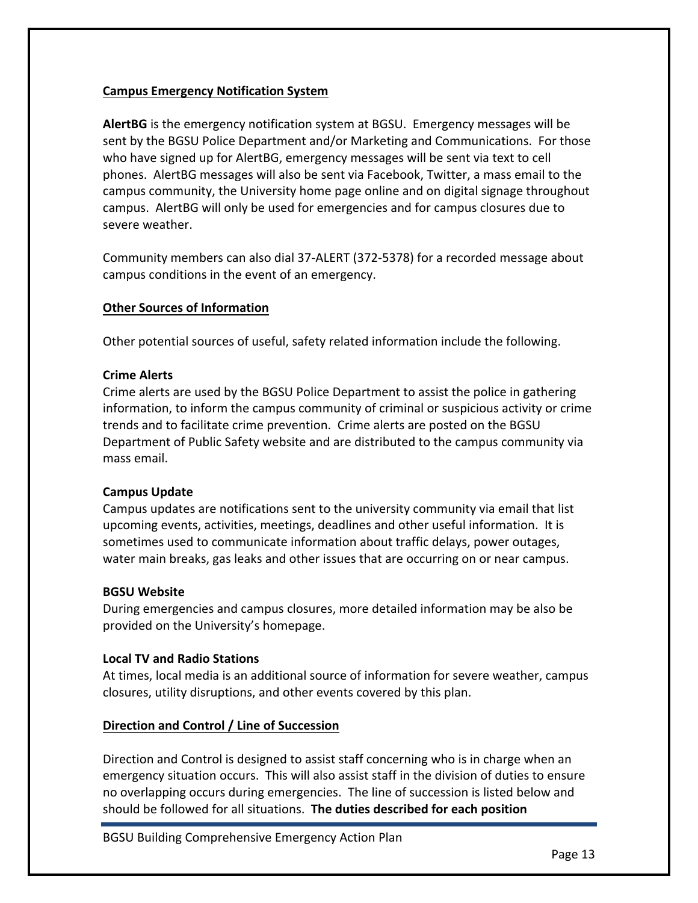**Campus Emergency Notification System**

**AlertBG** is the emergency notification system at BGSU. Emergency messages will be sent by the BGSU Police Department and/or Marketing and Communications. For those who have signed up for AlertBG, emergency messages will be sent via text to cell phones. AlertBG messages will also be sent via Facebook, Twitter, a mass email to the campus community, the University home page online and on digital signage throughout campus. AlertBG will only be used for emergencies and for campus closures due to severe weather.

Community members can also dial 37-ALERT (372-5378) for a recorded message about campus conditions in the event of an emergency.

**Other Sources of Information**

Other potential sources of useful, safety related information include the following.

**Crime Alerts**
Crime alerts are used by the BGSU Police Department to assist the police in gathering information, to inform the campus community of criminal or suspicious activity or crime trends and to facilitate crime prevention. Crime alerts are posted on the BGSU Department of Public Safety website and are distributed to the campus community via mass email.

**Campus Update**
Campus updates are notifications sent to the university community via email that list upcoming events, activities, meetings, deadlines and other useful information. It is sometimes used to communicate information about traffic delays, power outages, water main breaks, gas leaks and other issues that are occurring on or near campus.

**BGSU Website**
During emergencies and campus closures, more detailed information may be also be provided on the University's homepage.

**Local TV and Radio Stations**
At times, local media is an additional source of information for severe weather, campus closures, utility disruptions, and other events covered by this plan.

**Direction and Control / Line of Succession**

Direction and Control is designed to assist staff concerning who is in charge when an emergency situation occurs. This will also assist staff in the division of duties to ensure no overlapping occurs during emergencies. The line of succession is listed below and should be followed for all situations. **The duties described for each position**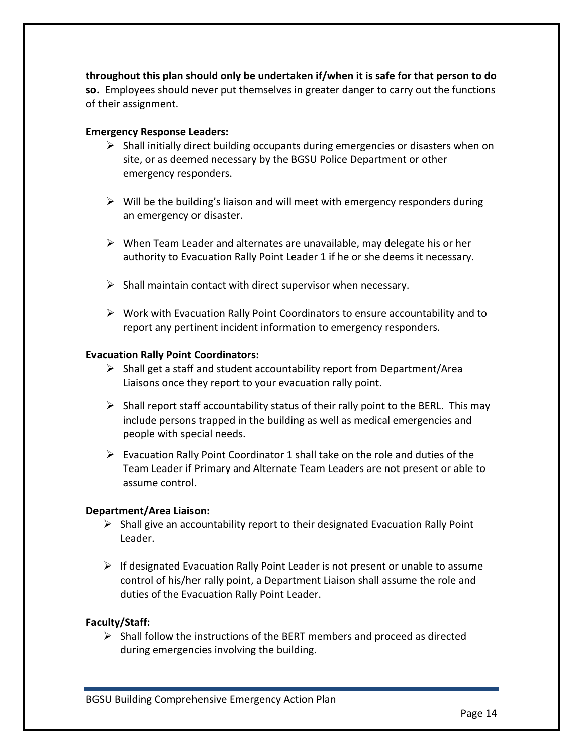**throughout this plan should only be undertaken if/when it is safe for that person to do so.** Employees should never put themselves in greater danger to carry out the functions of their assignment.

**Emergency Response Leaders:**

- Shall initially direct building occupants during emergencies or disasters when on site, or as deemed necessary by the BGSU Police Department or other emergency responders.
- Will be the building's liaison and will meet with emergency responders during an emergency or disaster.
- When Team Leader and alternates are unavailable, may delegate his or her authority to Evacuation Rally Point Leader 1 if he or she deems it necessary.
- Shall maintain contact with direct supervisor when necessary.
- Work with Evacuation Rally Point Coordinators to ensure accountability and to report any pertinent incident information to emergency responders.

**Evacuation Rally Point Coordinators:**

- Shall get a staff and student accountability report from Department/Area Liaisons once they report to your evacuation rally point.
- Shall report staff accountability status of their rally point to the BERL. This may include persons trapped in the building as well as medical emergencies and people with special needs.
- Evacuation Rally Point Coordinator 1 shall take on the role and duties of the Team Leader if Primary and Alternate Team Leaders are not present or able to assume control.

**Department/Area Liaison:**

- Shall give an accountability report to their designated Evacuation Rally Point Leader.
- If designated Evacuation Rally Point Leader is not present or unable to assume control of his/her rally point, a Department Liaison shall assume the role and duties of the Evacuation Rally Point Leader.

**Faculty/Staff:**

- Shall follow the instructions of the BERT members and proceed as directed during emergencies involving the building.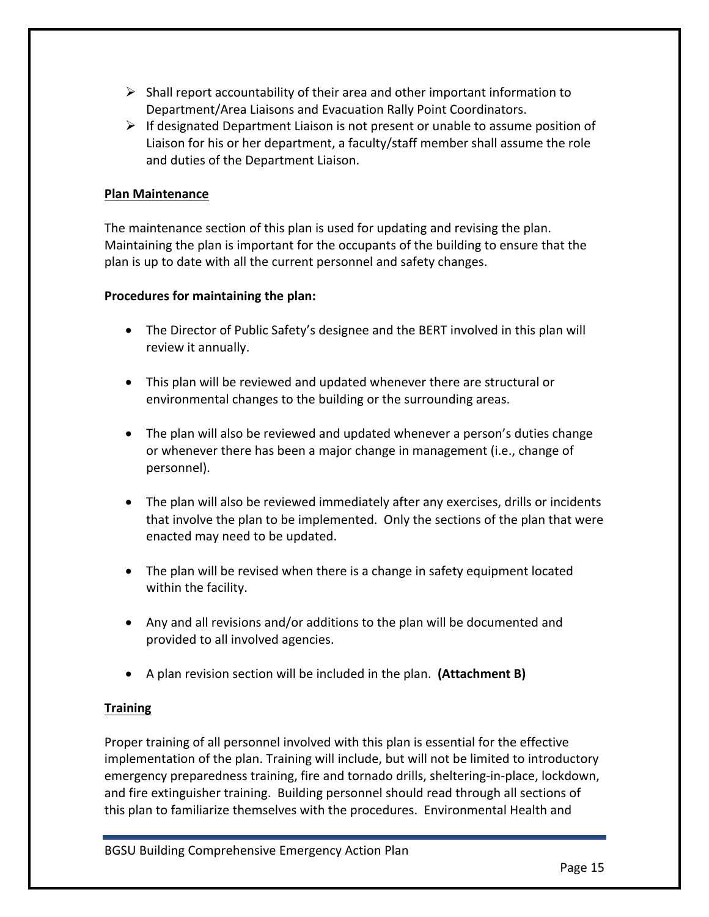- Shall report accountability of their area and other important information to Department/Area Liaisons and Evacuation Rally Point Coordinators.
- If designated Department Liaison is not present or unable to assume position of Liaison for his or her department, a faculty/staff member shall assume the role and duties of the Department Liaison.

## Plan Maintenance

The maintenance section of this plan is used for updating and revising the plan. Maintaining the plan is important for the occupants of the building to ensure that the plan is up to date with all the current personnel and safety changes.

**Procedures for maintaining the plan:**

- The Director of Public Safety's designee and the BERT involved in this plan will review it annually.
- This plan will be reviewed and updated whenever there are structural or environmental changes to the building or the surrounding areas.
- The plan will also be reviewed and updated whenever a person's duties change or whenever there has been a major change in management (i.e., change of personnel).
- The plan will also be reviewed immediately after any exercises, drills or incidents that involve the plan to be implemented. Only the sections of the plan that were enacted may need to be updated.
- The plan will be revised when there is a change in safety equipment located within the facility.
- Any and all revisions and/or additions to the plan will be documented and provided to all involved agencies.
- A plan revision section will be included in the plan. **(Attachment B)**

## Training

Proper training of all personnel involved with this plan is essential for the effective implementation of the plan. Training will include, but will not be limited to introductory emergency preparedness training, fire and tornado drills, sheltering-in-place, lockdown, and fire extinguisher training. Building personnel should read through all sections of this plan to familiarize themselves with the procedures. Environmental Health and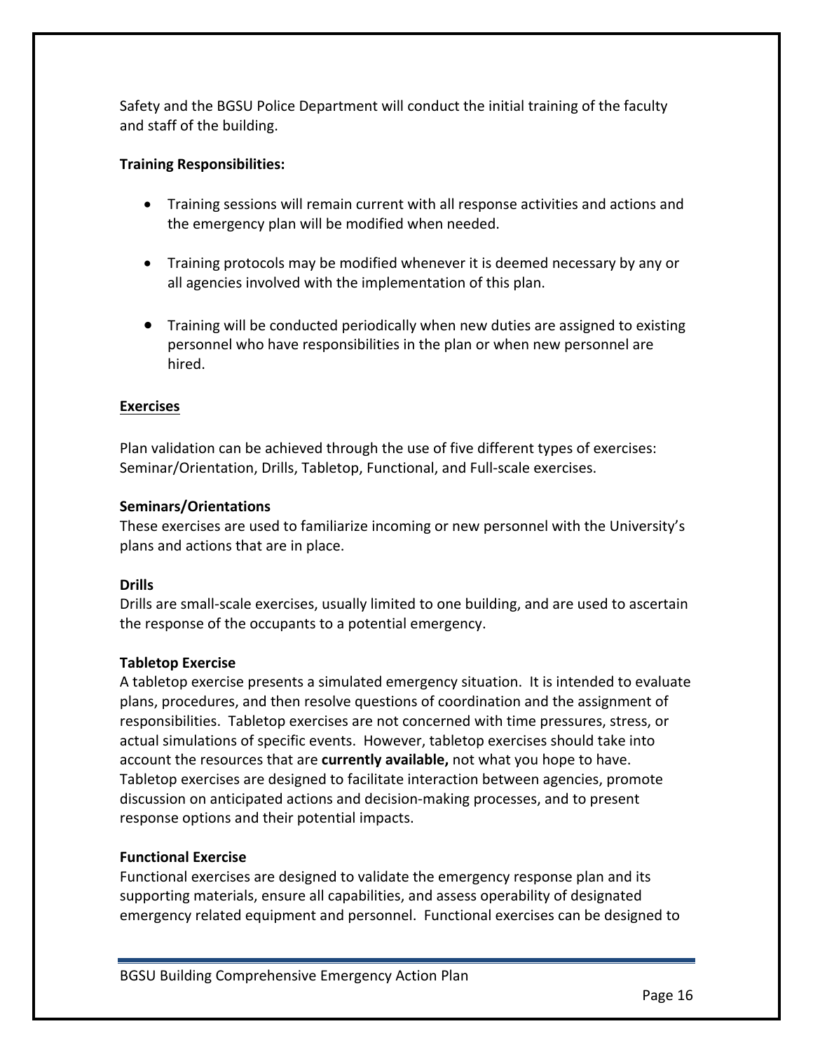Safety and the BGSU Police Department will conduct the initial training of the faculty and staff of the building.

**Training Responsibilities:**

- Training sessions will remain current with all response activities and actions and the emergency plan will be modified when needed.
- Training protocols may be modified whenever it is deemed necessary by any or all agencies involved with the implementation of this plan.
- Training will be conducted periodically when new duties are assigned to existing personnel who have responsibilities in the plan or when new personnel are hired.

## Exercises

Plan validation can be achieved through the use of five different types of exercises: Seminar/Orientation, Drills, Tabletop, Functional, and Full-scale exercises.

**Seminars/Orientations**
These exercises are used to familiarize incoming or new personnel with the University's plans and actions that are in place.

**Drills**
Drills are small-scale exercises, usually limited to one building, and are used to ascertain the response of the occupants to a potential emergency.

**Tabletop Exercise**
A tabletop exercise presents a simulated emergency situation. It is intended to evaluate plans, procedures, and then resolve questions of coordination and the assignment of responsibilities. Tabletop exercises are not concerned with time pressures, stress, or actual simulations of specific events. However, tabletop exercises should take into account the resources that are **currently available,** not what you hope to have. Tabletop exercises are designed to facilitate interaction between agencies, promote discussion on anticipated actions and decision-making processes, and to present response options and their potential impacts.

**Functional Exercise**
Functional exercises are designed to validate the emergency response plan and its supporting materials, ensure all capabilities, and assess operability of designated emergency related equipment and personnel. Functional exercises can be designed to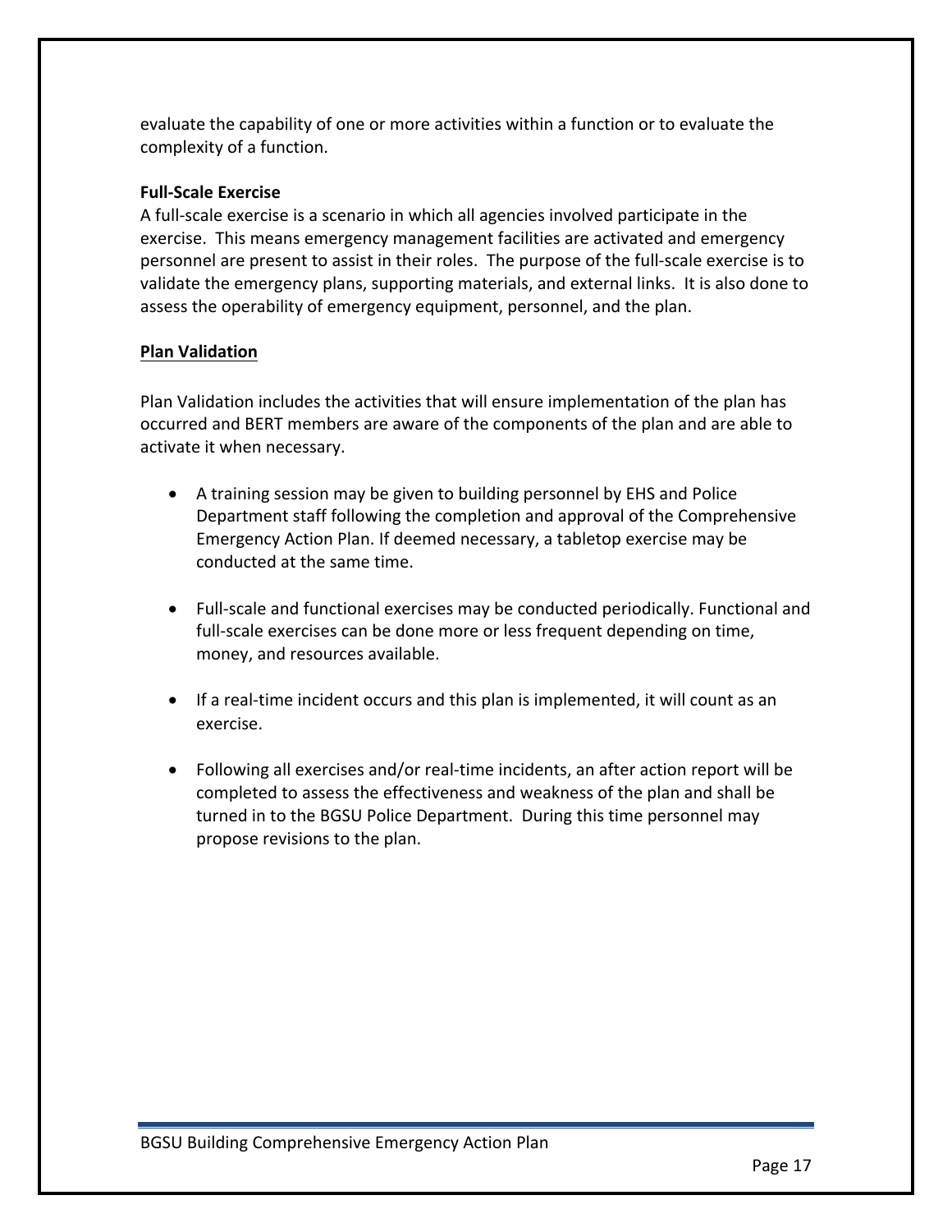evaluate the capability of one or more activities within a function or to evaluate the complexity of a function.

**Full-Scale Exercise**

A full-scale exercise is a scenario in which all agencies involved participate in the exercise. This means emergency management facilities are activated and emergency personnel are present to assist in their roles. The purpose of the full-scale exercise is to validate the emergency plans, supporting materials, and external links. It is also done to assess the operability of emergency equipment, personnel, and the plan.

## Plan Validation

Plan Validation includes the activities that will ensure implementation of the plan has occurred and BERT members are aware of the components of the plan and are able to activate it when necessary.

- A training session may be given to building personnel by EHS and Police Department staff following the completion and approval of the Comprehensive Emergency Action Plan. If deemed necessary, a tabletop exercise may be conducted at the same time.

- Full-scale and functional exercises may be conducted periodically. Functional and full-scale exercises can be done more or less frequent depending on time, money, and resources available.

- If a real-time incident occurs and this plan is implemented, it will count as an exercise.

- Following all exercises and/or real-time incidents, an after action report will be completed to assess the effectiveness and weakness of the plan and shall be turned in to the BGSU Police Department. During this time personnel may propose revisions to the plan.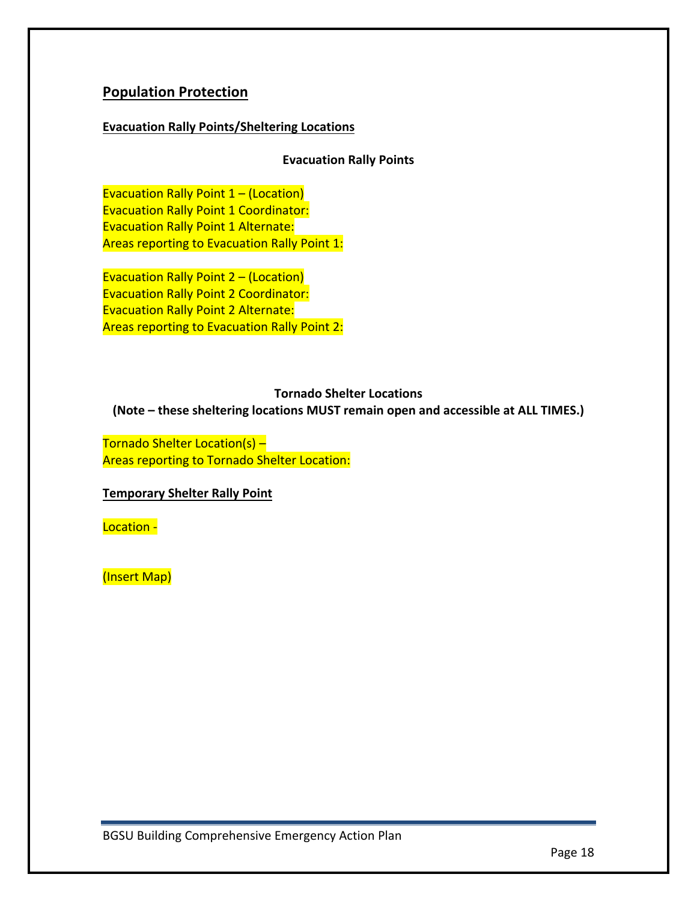## Population Protection

### Evacuation Rally Points/Sheltering Locations

**Evacuation Rally Points**

Evacuation Rally Point 1 – (Location)
Evacuation Rally Point 1 Coordinator:
Evacuation Rally Point 1 Alternate:
Areas reporting to Evacuation Rally Point 1:

Evacuation Rally Point 2 – (Location)
Evacuation Rally Point 2 Coordinator:
Evacuation Rally Point 2 Alternate:
Areas reporting to Evacuation Rally Point 2:

**Tornado Shelter Locations**
**(Note – these sheltering locations MUST remain open and accessible at ALL TIMES.)**

Tornado Shelter Location(s) –
Areas reporting to Tornado Shelter Location:

### Temporary Shelter Rally Point

Location -

(Insert Map)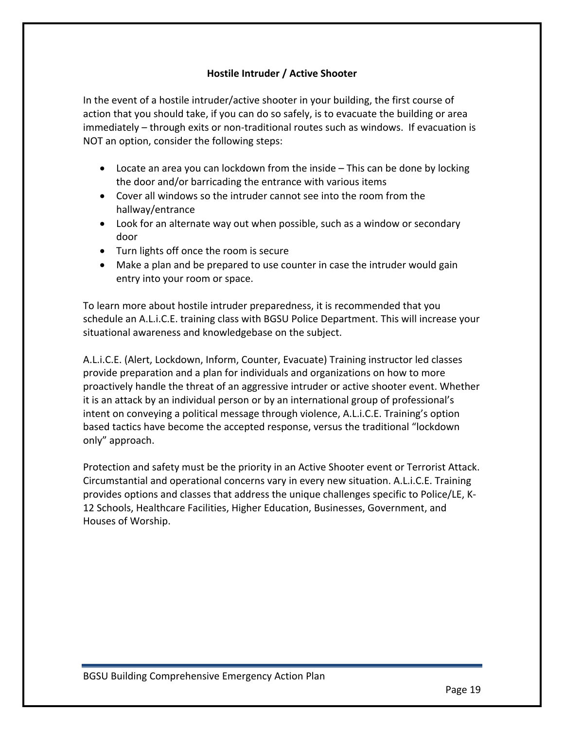## Hostile Intruder / Active Shooter

In the event of a hostile intruder/active shooter in your building, the first course of action that you should take, if you can do so safely, is to evacuate the building or area immediately – through exits or non-traditional routes such as windows. If evacuation is NOT an option, consider the following steps:

- Locate an area you can lockdown from the inside – This can be done by locking the door and/or barricading the entrance with various items
- Cover all windows so the intruder cannot see into the room from the hallway/entrance
- Look for an alternate way out when possible, such as a window or secondary door
- Turn lights off once the room is secure
- Make a plan and be prepared to use counter in case the intruder would gain entry into your room or space.

To learn more about hostile intruder preparedness, it is recommended that you schedule an A.L.i.C.E. training class with BGSU Police Department. This will increase your situational awareness and knowledgebase on the subject.

A.L.i.C.E. (Alert, Lockdown, Inform, Counter, Evacuate) Training instructor led classes provide preparation and a plan for individuals and organizations on how to more proactively handle the threat of an aggressive intruder or active shooter event. Whether it is an attack by an individual person or by an international group of professional's intent on conveying a political message through violence, A.L.i.C.E. Training's option based tactics have become the accepted response, versus the traditional "lockdown only" approach.

Protection and safety must be the priority in an Active Shooter event or Terrorist Attack. Circumstantial and operational concerns vary in every new situation. A.L.i.C.E. Training provides options and classes that address the unique challenges specific to Police/LE, K-12 Schools, Healthcare Facilities, Higher Education, Businesses, Government, and Houses of Worship.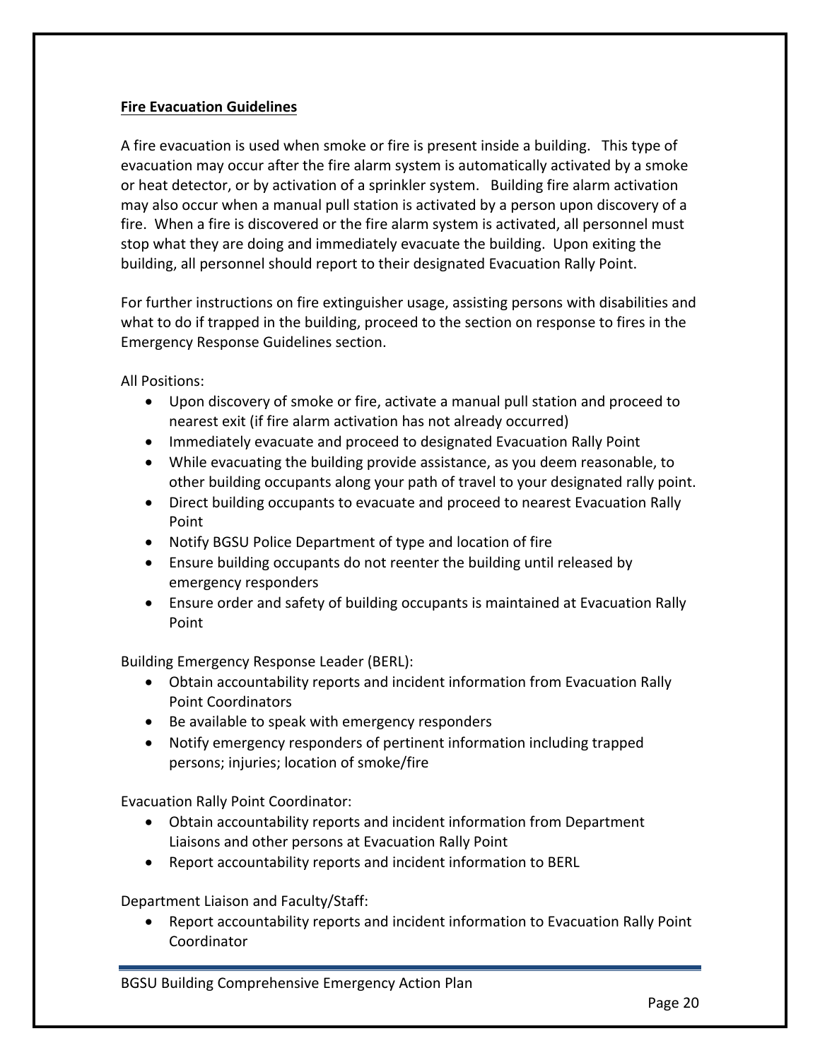**Fire Evacuation Guidelines**

A fire evacuation is used when smoke or fire is present inside a building. This type of evacuation may occur after the fire alarm system is automatically activated by a smoke or heat detector, or by activation of a sprinkler system. Building fire alarm activation may also occur when a manual pull station is activated by a person upon discovery of a fire. When a fire is discovered or the fire alarm system is activated, all personnel must stop what they are doing and immediately evacuate the building. Upon exiting the building, all personnel should report to their designated Evacuation Rally Point.

For further instructions on fire extinguisher usage, assisting persons with disabilities and what to do if trapped in the building, proceed to the section on response to fires in the Emergency Response Guidelines section.

All Positions:

- Upon discovery of smoke or fire, activate a manual pull station and proceed to nearest exit (if fire alarm activation has not already occurred)
- Immediately evacuate and proceed to designated Evacuation Rally Point
- While evacuating the building provide assistance, as you deem reasonable, to other building occupants along your path of travel to your designated rally point.
- Direct building occupants to evacuate and proceed to nearest Evacuation Rally Point
- Notify BGSU Police Department of type and location of fire
- Ensure building occupants do not reenter the building until released by emergency responders
- Ensure order and safety of building occupants is maintained at Evacuation Rally Point

Building Emergency Response Leader (BERL):

- Obtain accountability reports and incident information from Evacuation Rally Point Coordinators
- Be available to speak with emergency responders
- Notify emergency responders of pertinent information including trapped persons; injuries; location of smoke/fire

Evacuation Rally Point Coordinator:

- Obtain accountability reports and incident information from Department Liaisons and other persons at Evacuation Rally Point
- Report accountability reports and incident information to BERL

Department Liaison and Faculty/Staff:

- Report accountability reports and incident information to Evacuation Rally Point Coordinator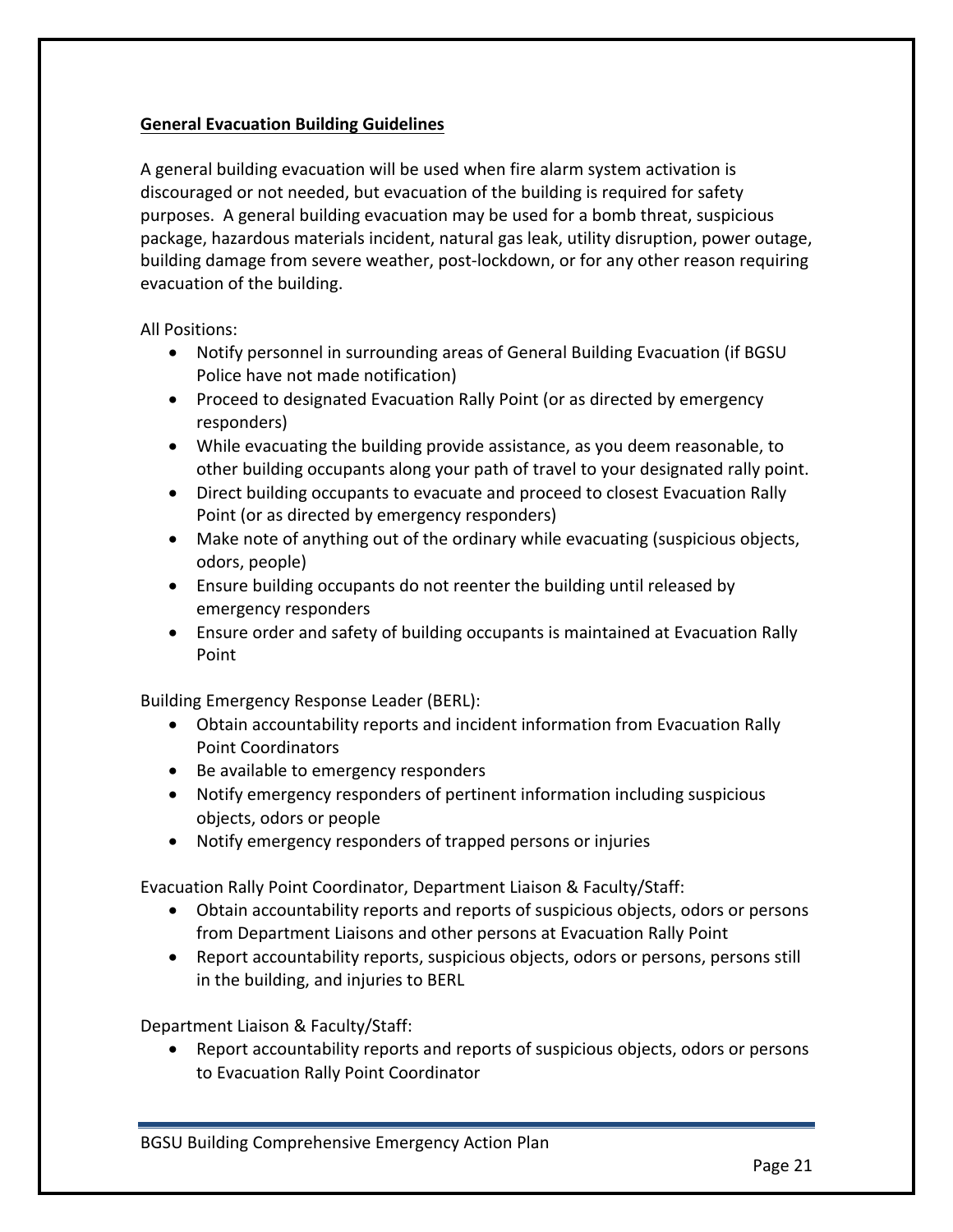**General Evacuation Building Guidelines**

A general building evacuation will be used when fire alarm system activation is discouraged or not needed, but evacuation of the building is required for safety purposes. A general building evacuation may be used for a bomb threat, suspicious package, hazardous materials incident, natural gas leak, utility disruption, power outage, building damage from severe weather, post-lockdown, or for any other reason requiring evacuation of the building.

All Positions:

- Notify personnel in surrounding areas of General Building Evacuation (if BGSU Police have not made notification)
- Proceed to designated Evacuation Rally Point (or as directed by emergency responders)
- While evacuating the building provide assistance, as you deem reasonable, to other building occupants along your path of travel to your designated rally point.
- Direct building occupants to evacuate and proceed to closest Evacuation Rally Point (or as directed by emergency responders)
- Make note of anything out of the ordinary while evacuating (suspicious objects, odors, people)
- Ensure building occupants do not reenter the building until released by emergency responders
- Ensure order and safety of building occupants is maintained at Evacuation Rally Point

Building Emergency Response Leader (BERL):

- Obtain accountability reports and incident information from Evacuation Rally Point Coordinators
- Be available to emergency responders
- Notify emergency responders of pertinent information including suspicious objects, odors or people
- Notify emergency responders of trapped persons or injuries

Evacuation Rally Point Coordinator, Department Liaison & Faculty/Staff:

- Obtain accountability reports and reports of suspicious objects, odors or persons from Department Liaisons and other persons at Evacuation Rally Point
- Report accountability reports, suspicious objects, odors or persons, persons still in the building, and injuries to BERL

Department Liaison & Faculty/Staff:

- Report accountability reports and reports of suspicious objects, odors or persons to Evacuation Rally Point Coordinator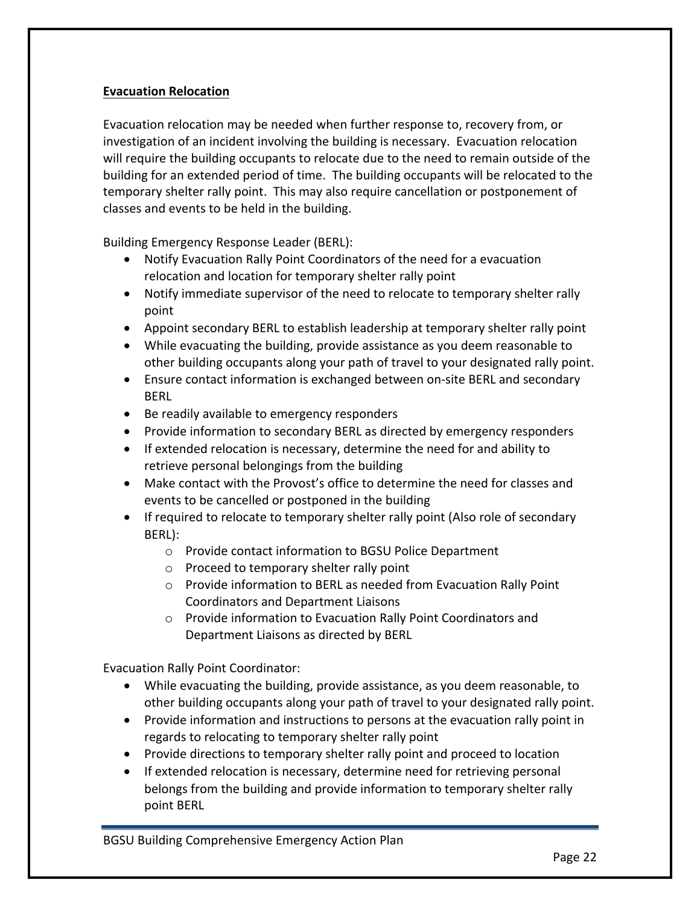**Evacuation Relocation**

Evacuation relocation may be needed when further response to, recovery from, or investigation of an incident involving the building is necessary. Evacuation relocation will require the building occupants to relocate due to the need to remain outside of the building for an extended period of time. The building occupants will be relocated to the temporary shelter rally point. This may also require cancellation or postponement of classes and events to be held in the building.

Building Emergency Response Leader (BERL):

- Notify Evacuation Rally Point Coordinators of the need for a evacuation relocation and location for temporary shelter rally point
- Notify immediate supervisor of the need to relocate to temporary shelter rally point
- Appoint secondary BERL to establish leadership at temporary shelter rally point
- While evacuating the building, provide assistance as you deem reasonable to other building occupants along your path of travel to your designated rally point.
- Ensure contact information is exchanged between on-site BERL and secondary BERL
- Be readily available to emergency responders
- Provide information to secondary BERL as directed by emergency responders
- If extended relocation is necessary, determine the need for and ability to retrieve personal belongings from the building
- Make contact with the Provost's office to determine the need for classes and events to be cancelled or postponed in the building
- If required to relocate to temporary shelter rally point (Also role of secondary BERL):
    - Provide contact information to BGSU Police Department
    - Proceed to temporary shelter rally point
    - Provide information to BERL as needed from Evacuation Rally Point Coordinators and Department Liaisons
    - Provide information to Evacuation Rally Point Coordinators and Department Liaisons as directed by BERL

Evacuation Rally Point Coordinator:

- While evacuating the building, provide assistance, as you deem reasonable, to other building occupants along your path of travel to your designated rally point.
- Provide information and instructions to persons at the evacuation rally point in regards to relocating to temporary shelter rally point
- Provide directions to temporary shelter rally point and proceed to location
- If extended relocation is necessary, determine need for retrieving personal belongs from the building and provide information to temporary shelter rally point BERL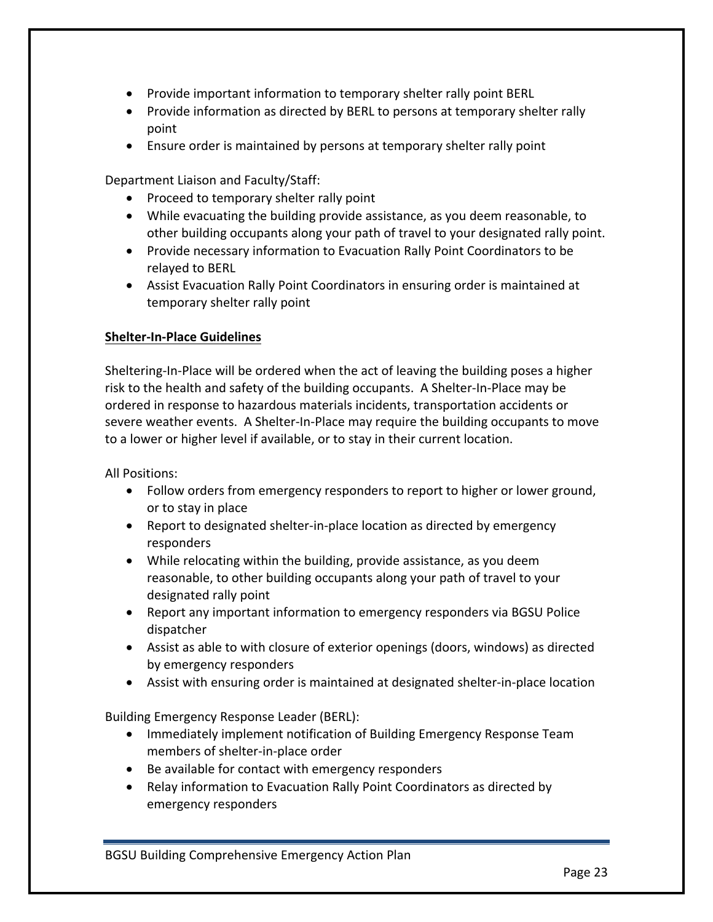- Provide important information to temporary shelter rally point BERL
- Provide information as directed by BERL to persons at temporary shelter rally point
- Ensure order is maintained by persons at temporary shelter rally point

Department Liaison and Faculty/Staff:

- Proceed to temporary shelter rally point
- While evacuating the building provide assistance, as you deem reasonable, to other building occupants along your path of travel to your designated rally point.
- Provide necessary information to Evacuation Rally Point Coordinators to be relayed to BERL
- Assist Evacuation Rally Point Coordinators in ensuring order is maintained at temporary shelter rally point

**Shelter-In-Place Guidelines**

Sheltering-In-Place will be ordered when the act of leaving the building poses a higher risk to the health and safety of the building occupants. A Shelter-In-Place may be ordered in response to hazardous materials incidents, transportation accidents or severe weather events. A Shelter-In-Place may require the building occupants to move to a lower or higher level if available, or to stay in their current location.

All Positions:

- Follow orders from emergency responders to report to higher or lower ground, or to stay in place
- Report to designated shelter-in-place location as directed by emergency responders
- While relocating within the building, provide assistance, as you deem reasonable, to other building occupants along your path of travel to your designated rally point
- Report any important information to emergency responders via BGSU Police dispatcher
- Assist as able to with closure of exterior openings (doors, windows) as directed by emergency responders
- Assist with ensuring order is maintained at designated shelter-in-place location

Building Emergency Response Leader (BERL):

- Immediately implement notification of Building Emergency Response Team members of shelter-in-place order
- Be available for contact with emergency responders
- Relay information to Evacuation Rally Point Coordinators as directed by emergency responders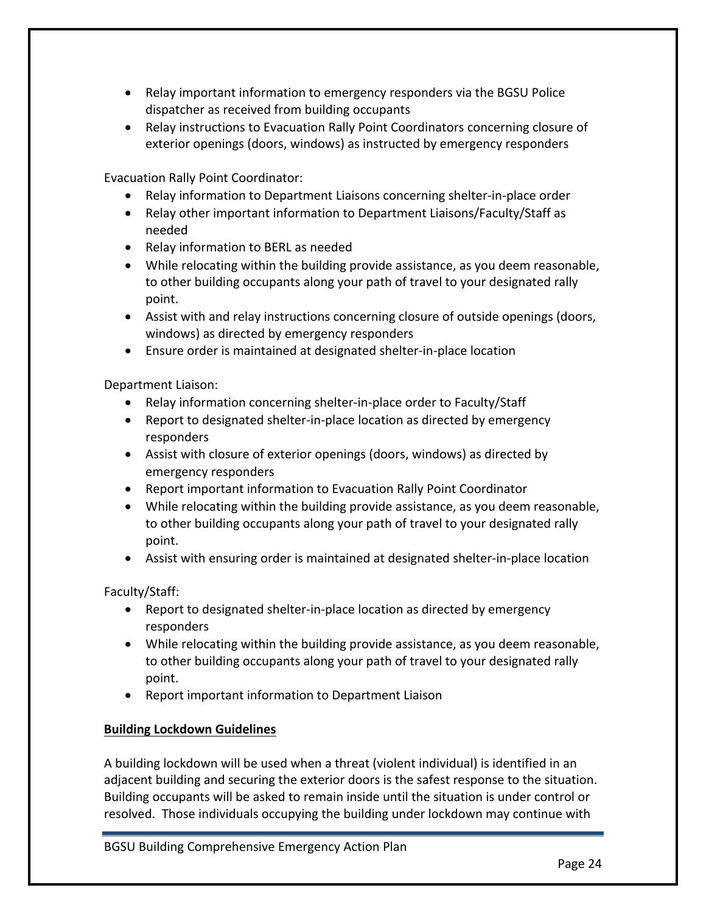- Relay important information to emergency responders via the BGSU Police dispatcher as received from building occupants
- Relay instructions to Evacuation Rally Point Coordinators concerning closure of exterior openings (doors, windows) as instructed by emergency responders

Evacuation Rally Point Coordinator:

- Relay information to Department Liaisons concerning shelter-in-place order
- Relay other important information to Department Liaisons/Faculty/Staff as needed
- Relay information to BERL as needed
- While relocating within the building provide assistance, as you deem reasonable, to other building occupants along your path of travel to your designated rally point.
- Assist with and relay instructions concerning closure of outside openings (doors, windows) as directed by emergency responders
- Ensure order is maintained at designated shelter-in-place location

Department Liaison:

- Relay information concerning shelter-in-place order to Faculty/Staff
- Report to designated shelter-in-place location as directed by emergency responders
- Assist with closure of exterior openings (doors, windows) as directed by emergency responders
- Report important information to Evacuation Rally Point Coordinator
- While relocating within the building provide assistance, as you deem reasonable, to other building occupants along your path of travel to your designated rally point.
- Assist with ensuring order is maintained at designated shelter-in-place location

Faculty/Staff:

- Report to designated shelter-in-place location as directed by emergency responders
- While relocating within the building provide assistance, as you deem reasonable, to other building occupants along your path of travel to your designated rally point.
- Report important information to Department Liaison

**Building Lockdown Guidelines**

A building lockdown will be used when a threat (violent individual) is identified in an adjacent building and securing the exterior doors is the safest response to the situation. Building occupants will be asked to remain inside until the situation is under control or resolved. Those individuals occupying the building under lockdown may continue with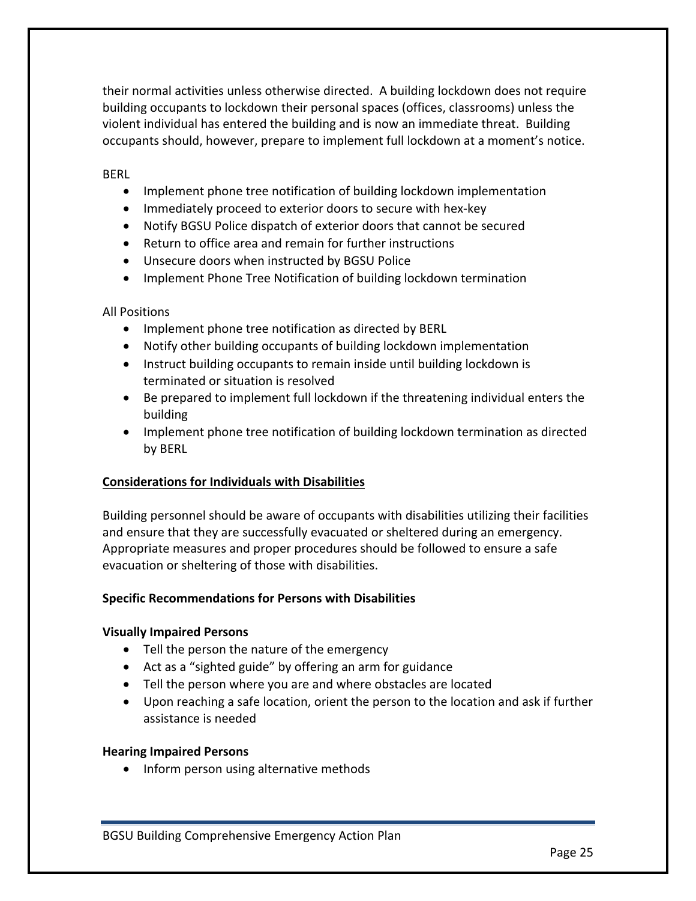their normal activities unless otherwise directed. A building lockdown does not require building occupants to lockdown their personal spaces (offices, classrooms) unless the violent individual has entered the building and is now an immediate threat. Building occupants should, however, prepare to implement full lockdown at a moment's notice.

BERL

- Implement phone tree notification of building lockdown implementation
- Immediately proceed to exterior doors to secure with hex-key
- Notify BGSU Police dispatch of exterior doors that cannot be secured
- Return to office area and remain for further instructions
- Unsecure doors when instructed by BGSU Police
- Implement Phone Tree Notification of building lockdown termination

All Positions

- Implement phone tree notification as directed by BERL
- Notify other building occupants of building lockdown implementation
- Instruct building occupants to remain inside until building lockdown is terminated or situation is resolved
- Be prepared to implement full lockdown if the threatening individual enters the building
- Implement phone tree notification of building lockdown termination as directed by BERL

## Considerations for Individuals with Disabilities

Building personnel should be aware of occupants with disabilities utilizing their facilities and ensure that they are successfully evacuated or sheltered during an emergency. Appropriate measures and proper procedures should be followed to ensure a safe evacuation or sheltering of those with disabilities.

### Specific Recommendations for Persons with Disabilities

**Visually Impaired Persons**

- Tell the person the nature of the emergency
- Act as a "sighted guide" by offering an arm for guidance
- Tell the person where you are and where obstacles are located
- Upon reaching a safe location, orient the person to the location and ask if further assistance is needed

**Hearing Impaired Persons**

- Inform person using alternative methods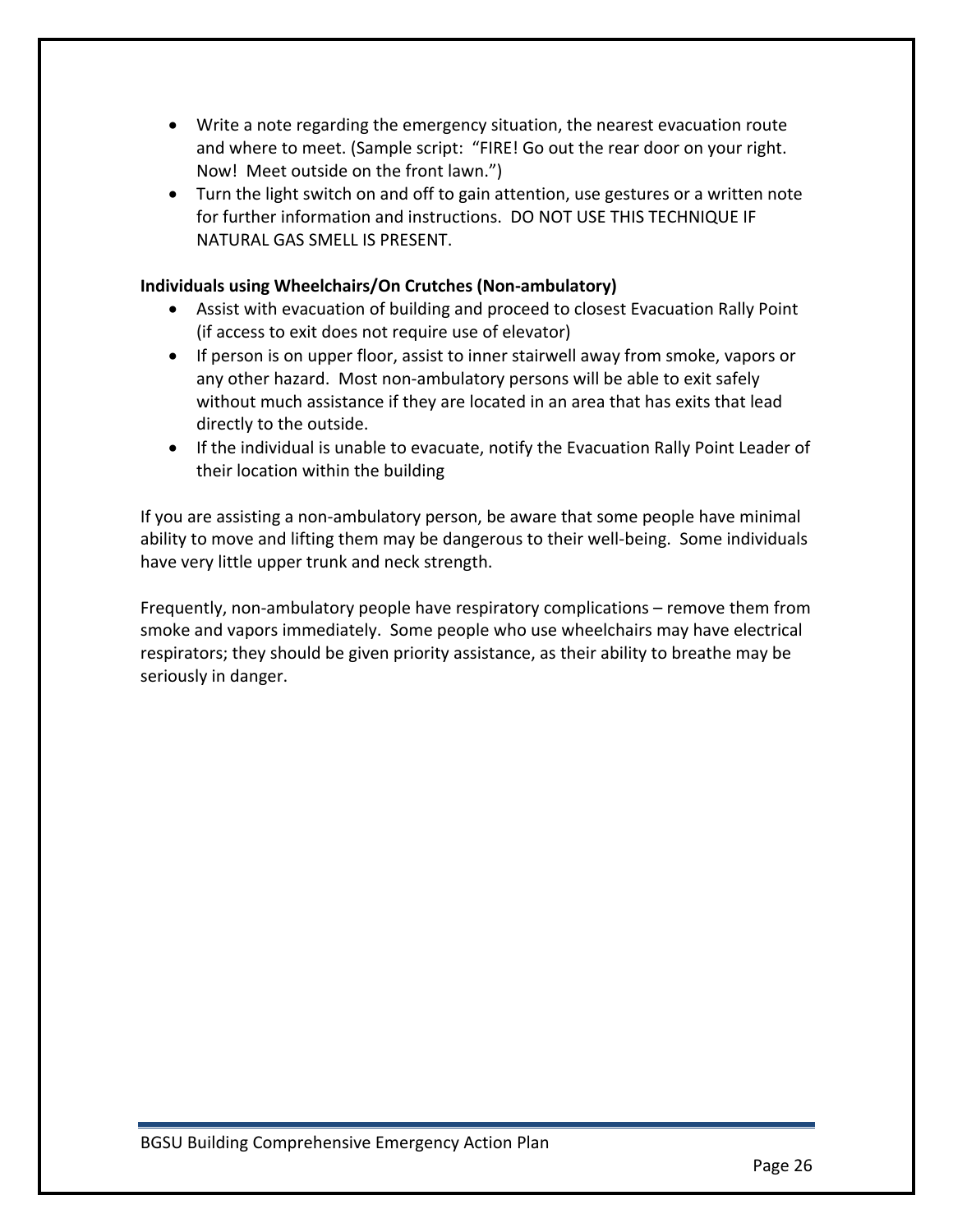- Write a note regarding the emergency situation, the nearest evacuation route and where to meet. (Sample script: "FIRE! Go out the rear door on your right. Now! Meet outside on the front lawn.")
- Turn the light switch on and off to gain attention, use gestures or a written note for further information and instructions. DO NOT USE THIS TECHNIQUE IF NATURAL GAS SMELL IS PRESENT.

**Individuals using Wheelchairs/On Crutches (Non-ambulatory)**

- Assist with evacuation of building and proceed to closest Evacuation Rally Point (if access to exit does not require use of elevator)
- If person is on upper floor, assist to inner stairwell away from smoke, vapors or any other hazard. Most non-ambulatory persons will be able to exit safely without much assistance if they are located in an area that has exits that lead directly to the outside.
- If the individual is unable to evacuate, notify the Evacuation Rally Point Leader of their location within the building

If you are assisting a non-ambulatory person, be aware that some people have minimal ability to move and lifting them may be dangerous to their well-being. Some individuals have very little upper trunk and neck strength.

Frequently, non-ambulatory people have respiratory complications – remove them from smoke and vapors immediately. Some people who use wheelchairs may have electrical respirators; they should be given priority assistance, as their ability to breathe may be seriously in danger.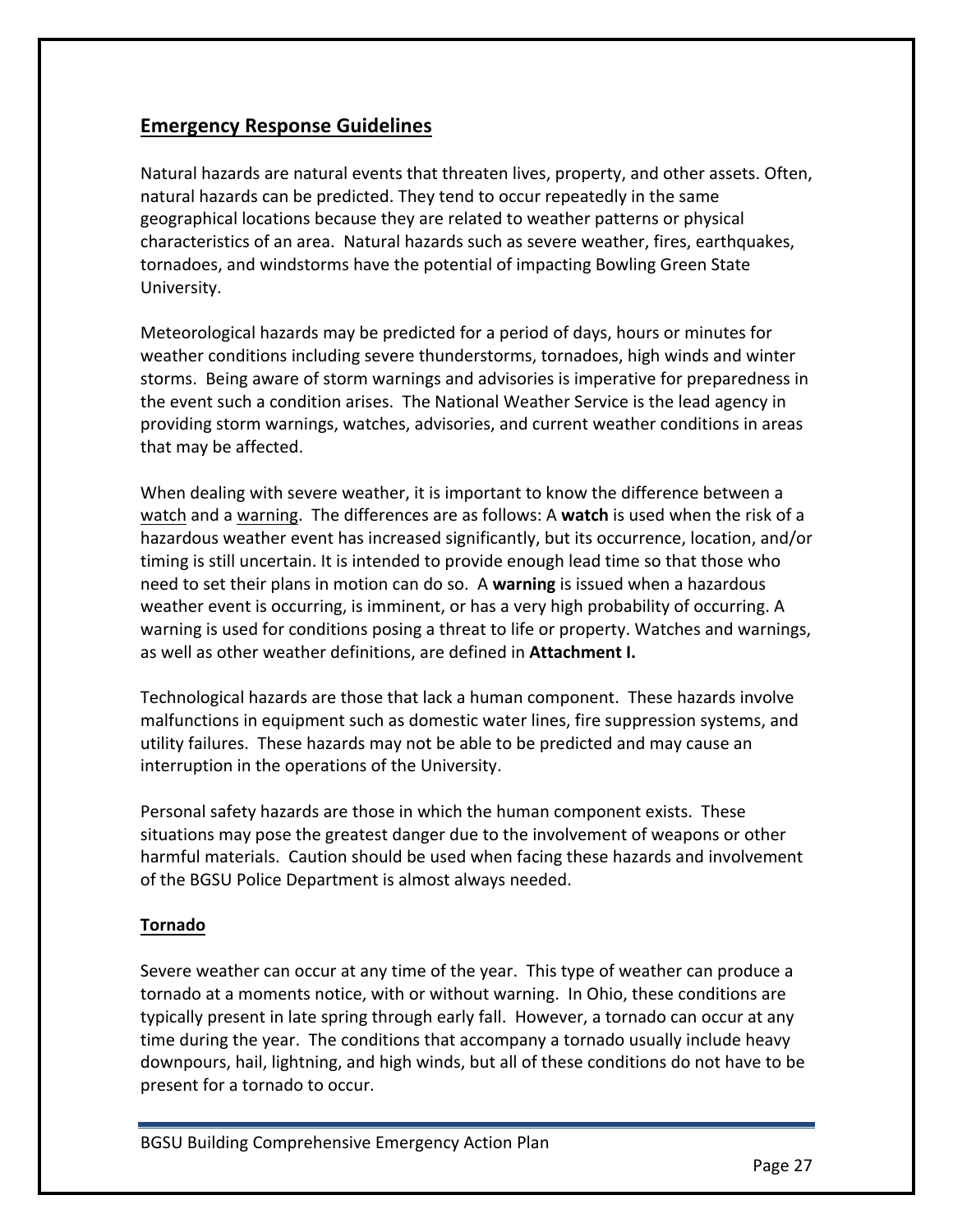## Emergency Response Guidelines

Natural hazards are natural events that threaten lives, property, and other assets. Often, natural hazards can be predicted. They tend to occur repeatedly in the same geographical locations because they are related to weather patterns or physical characteristics of an area. Natural hazards such as severe weather, fires, earthquakes, tornadoes, and windstorms have the potential of impacting Bowling Green State University.

Meteorological hazards may be predicted for a period of days, hours or minutes for weather conditions including severe thunderstorms, tornadoes, high winds and winter storms. Being aware of storm warnings and advisories is imperative for preparedness in the event such a condition arises. The National Weather Service is the lead agency in providing storm warnings, watches, advisories, and current weather conditions in areas that may be affected.

When dealing with severe weather, it is important to know the difference between a watch and a warning. The differences are as follows: A **watch** is used when the risk of a hazardous weather event has increased significantly, but its occurrence, location, and/or timing is still uncertain. It is intended to provide enough lead time so that those who need to set their plans in motion can do so. A **warning** is issued when a hazardous weather event is occurring, is imminent, or has a very high probability of occurring. A warning is used for conditions posing a threat to life or property. Watches and warnings, as well as other weather definitions, are defined in **Attachment I.**

Technological hazards are those that lack a human component. These hazards involve malfunctions in equipment such as domestic water lines, fire suppression systems, and utility failures. These hazards may not be able to be predicted and may cause an interruption in the operations of the University.

Personal safety hazards are those in which the human component exists. These situations may pose the greatest danger due to the involvement of weapons or other harmful materials. Caution should be used when facing these hazards and involvement of the BGSU Police Department is almost always needed.

### Tornado

Severe weather can occur at any time of the year. This type of weather can produce a tornado at a moments notice, with or without warning. In Ohio, these conditions are typically present in late spring through early fall. However, a tornado can occur at any time during the year. The conditions that accompany a tornado usually include heavy downpours, hail, lightning, and high winds, but all of these conditions do not have to be present for a tornado to occur.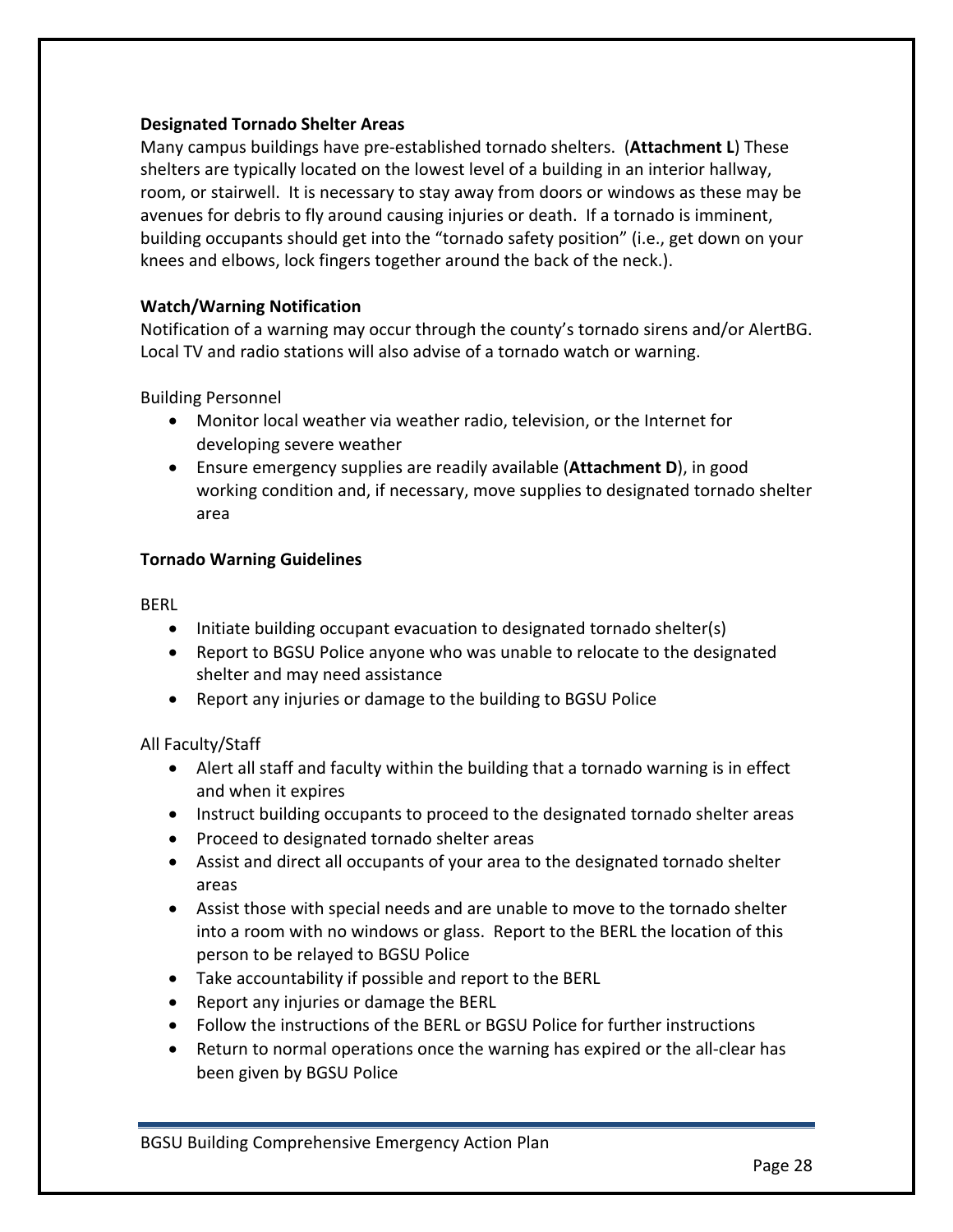**Designated Tornado Shelter Areas**

Many campus buildings have pre-established tornado shelters. (**Attachment L**) These shelters are typically located on the lowest level of a building in an interior hallway, room, or stairwell. It is necessary to stay away from doors or windows as these may be avenues for debris to fly around causing injuries or death. If a tornado is imminent, building occupants should get into the "tornado safety position" (i.e., get down on your knees and elbows, lock fingers together around the back of the neck.).

**Watch/Warning Notification**

Notification of a warning may occur through the county's tornado sirens and/or AlertBG. Local TV and radio stations will also advise of a tornado watch or warning.

Building Personnel

- Monitor local weather via weather radio, television, or the Internet for developing severe weather
- Ensure emergency supplies are readily available (**Attachment D**), in good working condition and, if necessary, move supplies to designated tornado shelter area

**Tornado Warning Guidelines**

BERL

- Initiate building occupant evacuation to designated tornado shelter(s)
- Report to BGSU Police anyone who was unable to relocate to the designated shelter and may need assistance
- Report any injuries or damage to the building to BGSU Police

All Faculty/Staff

- Alert all staff and faculty within the building that a tornado warning is in effect and when it expires
- Instruct building occupants to proceed to the designated tornado shelter areas
- Proceed to designated tornado shelter areas
- Assist and direct all occupants of your area to the designated tornado shelter areas
- Assist those with special needs and are unable to move to the tornado shelter into a room with no windows or glass. Report to the BERL the location of this person to be relayed to BGSU Police
- Take accountability if possible and report to the BERL
- Report any injuries or damage the BERL
- Follow the instructions of the BERL or BGSU Police for further instructions
- Return to normal operations once the warning has expired or the all-clear has been given by BGSU Police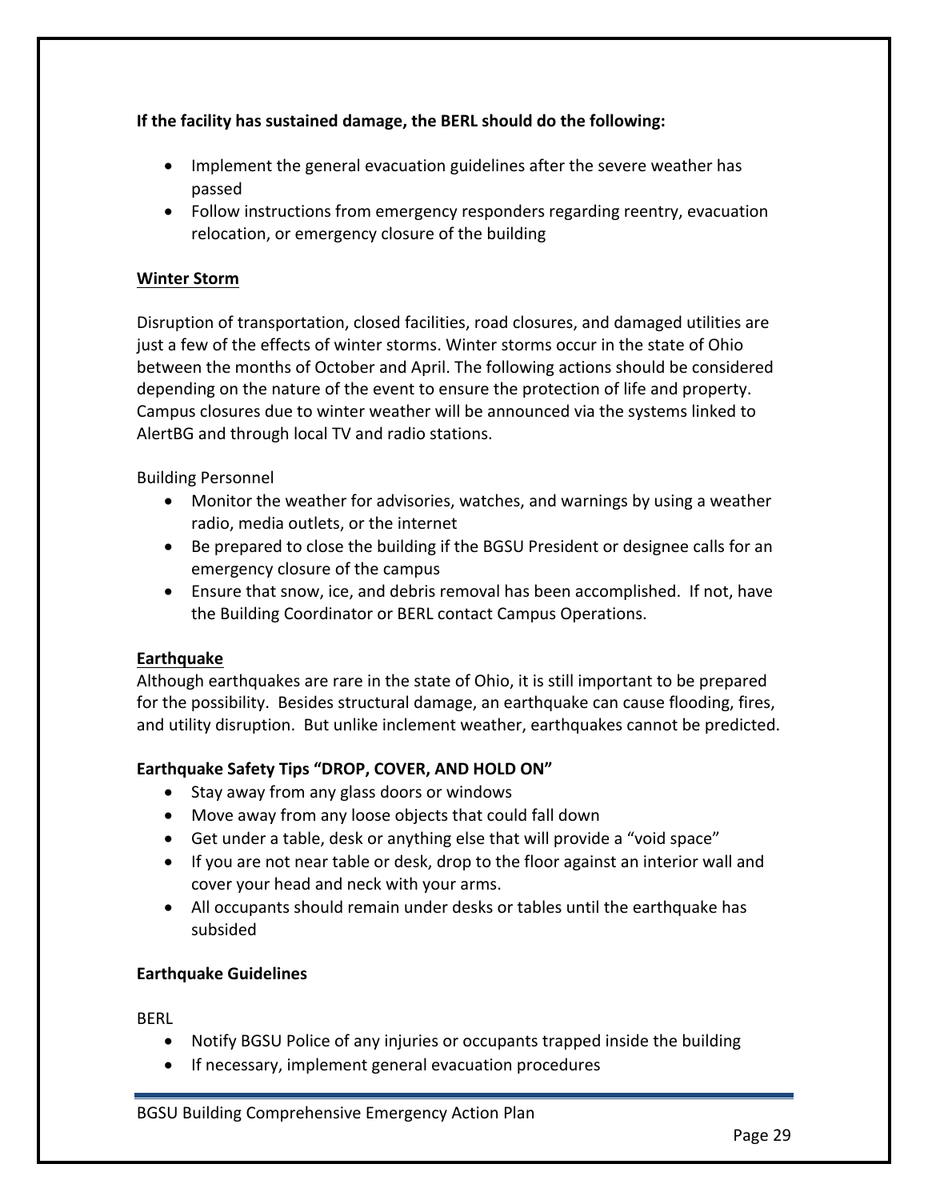**If the facility has sustained damage, the BERL should do the following:**

- Implement the general evacuation guidelines after the severe weather has passed
- Follow instructions from emergency responders regarding reentry, evacuation relocation, or emergency closure of the building

## Winter Storm

Disruption of transportation, closed facilities, road closures, and damaged utilities are just a few of the effects of winter storms. Winter storms occur in the state of Ohio between the months of October and April. The following actions should be considered depending on the nature of the event to ensure the protection of life and property. Campus closures due to winter weather will be announced via the systems linked to AlertBG and through local TV and radio stations.

Building Personnel

- Monitor the weather for advisories, watches, and warnings by using a weather radio, media outlets, or the internet
- Be prepared to close the building if the BGSU President or designee calls for an emergency closure of the campus
- Ensure that snow, ice, and debris removal has been accomplished. If not, have the Building Coordinator or BERL contact Campus Operations.

## Earthquake

Although earthquakes are rare in the state of Ohio, it is still important to be prepared for the possibility. Besides structural damage, an earthquake can cause flooding, fires, and utility disruption. But unlike inclement weather, earthquakes cannot be predicted.

**Earthquake Safety Tips "DROP, COVER, AND HOLD ON"**

- Stay away from any glass doors or windows
- Move away from any loose objects that could fall down
- Get under a table, desk or anything else that will provide a "void space"
- If you are not near table or desk, drop to the floor against an interior wall and cover your head and neck with your arms.
- All occupants should remain under desks or tables until the earthquake has subsided

**Earthquake Guidelines**

BERL

- Notify BGSU Police of any injuries or occupants trapped inside the building
- If necessary, implement general evacuation procedures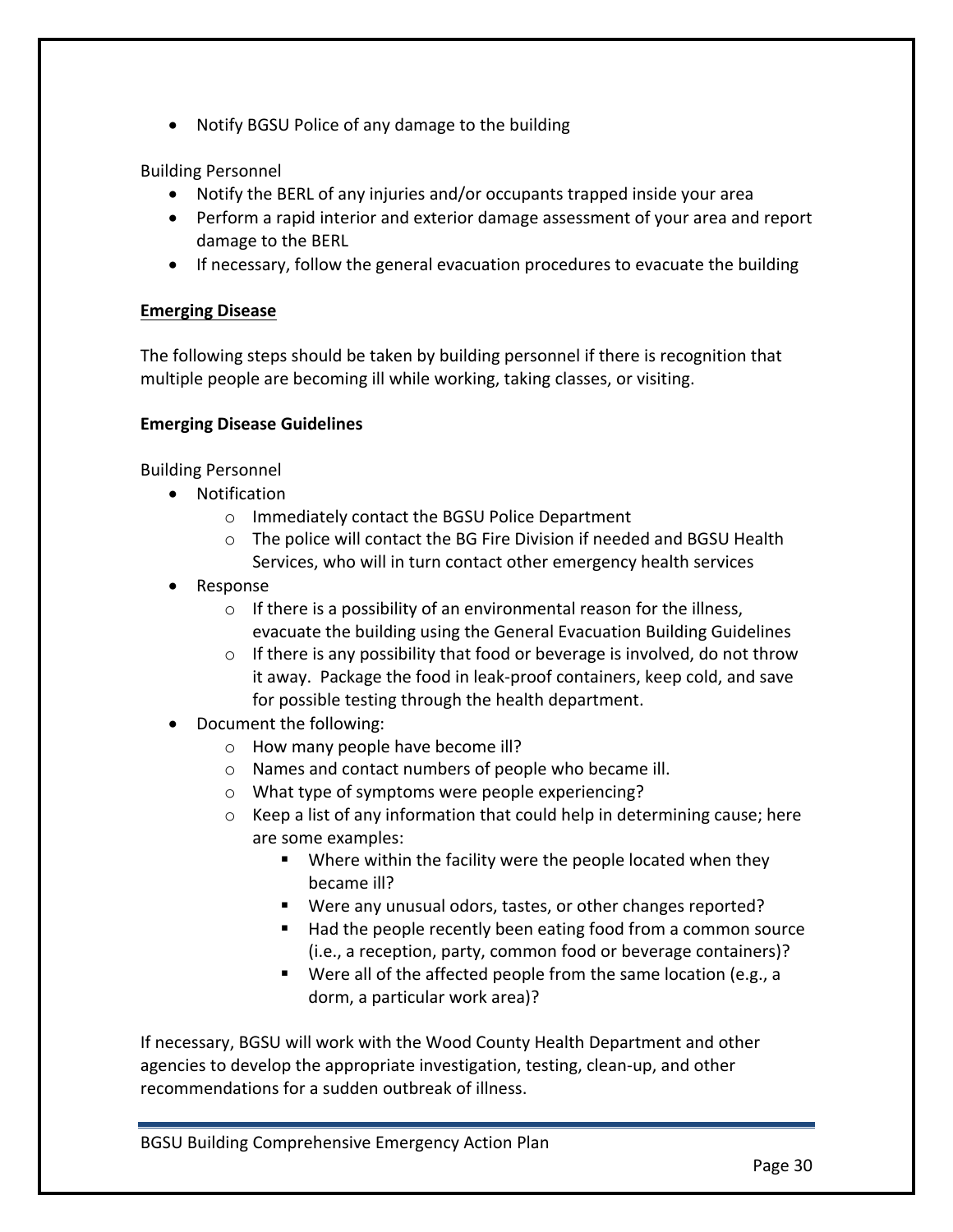- Notify BGSU Police of any damage to the building

Building Personnel

- Notify the BERL of any injuries and/or occupants trapped inside your area
- Perform a rapid interior and exterior damage assessment of your area and report damage to the BERL
- If necessary, follow the general evacuation procedures to evacuate the building

**Emerging Disease**

The following steps should be taken by building personnel if there is recognition that multiple people are becoming ill while working, taking classes, or visiting.

**Emerging Disease Guidelines**

Building Personnel

- Notification
  - Immediately contact the BGSU Police Department
  - The police will contact the BG Fire Division if needed and BGSU Health Services, who will in turn contact other emergency health services
- Response
  - If there is a possibility of an environmental reason for the illness, evacuate the building using the General Evacuation Building Guidelines
  - If there is any possibility that food or beverage is involved, do not throw it away. Package the food in leak-proof containers, keep cold, and save for possible testing through the health department.
- Document the following:
  - How many people have become ill?
  - Names and contact numbers of people who became ill.
  - What type of symptoms were people experiencing?
  - Keep a list of any information that could help in determining cause; here are some examples:
    - Where within the facility were the people located when they became ill?
    - Were any unusual odors, tastes, or other changes reported?
    - Had the people recently been eating food from a common source (i.e., a reception, party, common food or beverage containers)?
    - Were all of the affected people from the same location (e.g., a dorm, a particular work area)?

If necessary, BGSU will work with the Wood County Health Department and other agencies to develop the appropriate investigation, testing, clean-up, and other recommendations for a sudden outbreak of illness.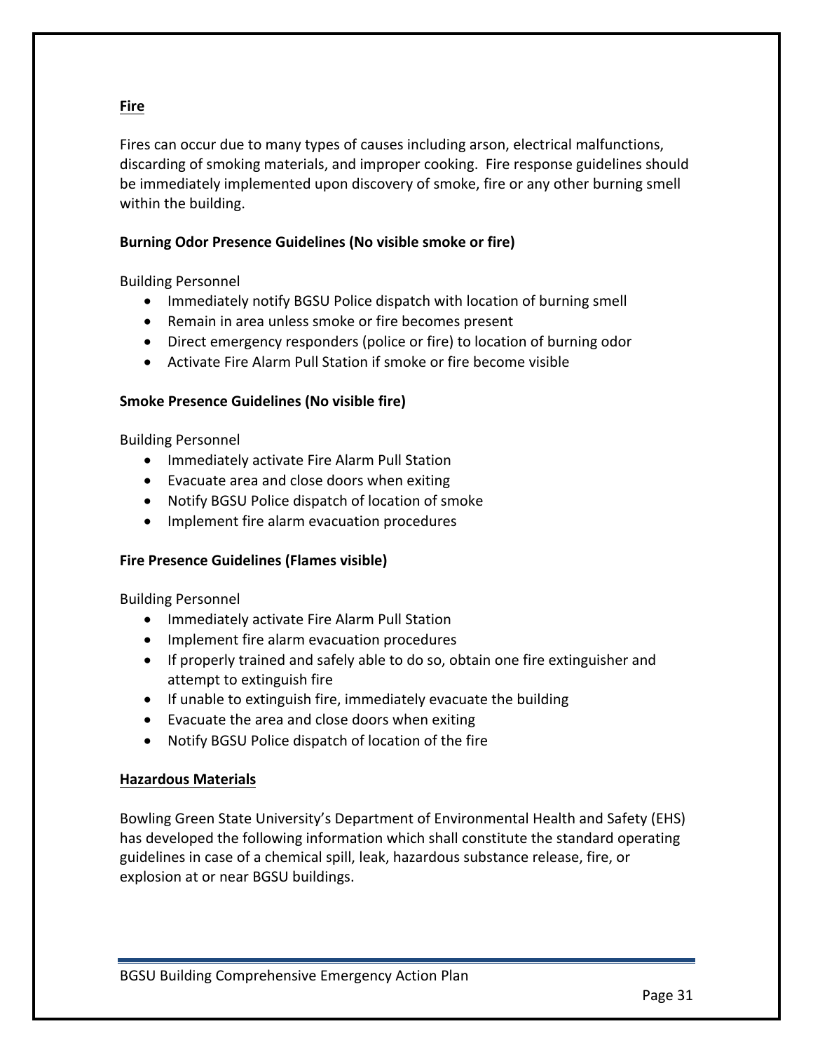## Fire

Fires can occur due to many types of causes including arson, electrical malfunctions, discarding of smoking materials, and improper cooking. Fire response guidelines should be immediately implemented upon discovery of smoke, fire or any other burning smell within the building.

### Burning Odor Presence Guidelines (No visible smoke or fire)

Building Personnel

- Immediately notify BGSU Police dispatch with location of burning smell
- Remain in area unless smoke or fire becomes present
- Direct emergency responders (police or fire) to location of burning odor
- Activate Fire Alarm Pull Station if smoke or fire become visible

### Smoke Presence Guidelines (No visible fire)

Building Personnel

- Immediately activate Fire Alarm Pull Station
- Evacuate area and close doors when exiting
- Notify BGSU Police dispatch of location of smoke
- Implement fire alarm evacuation procedures

### Fire Presence Guidelines (Flames visible)

Building Personnel

- Immediately activate Fire Alarm Pull Station
- Implement fire alarm evacuation procedures
- If properly trained and safely able to do so, obtain one fire extinguisher and attempt to extinguish fire
- If unable to extinguish fire, immediately evacuate the building
- Evacuate the area and close doors when exiting
- Notify BGSU Police dispatch of location of the fire

## Hazardous Materials

Bowling Green State University's Department of Environmental Health and Safety (EHS) has developed the following information which shall constitute the standard operating guidelines in case of a chemical spill, leak, hazardous substance release, fire, or explosion at or near BGSU buildings.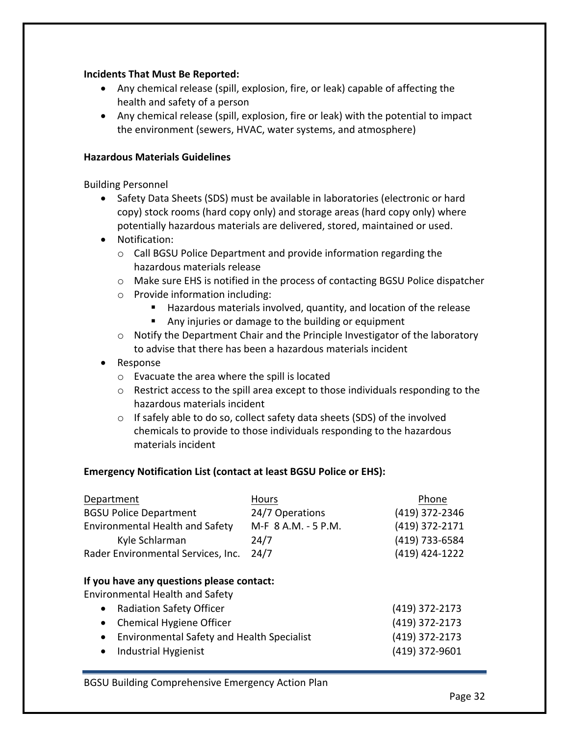**Incidents That Must Be Reported:**

- Any chemical release (spill, explosion, fire, or leak) capable of affecting the health and safety of a person
- Any chemical release (spill, explosion, fire or leak) with the potential to impact the environment (sewers, HVAC, water systems, and atmosphere)

**Hazardous Materials Guidelines**

Building Personnel

- Safety Data Sheets (SDS) must be available in laboratories (electronic or hard copy) stock rooms (hard copy only) and storage areas (hard copy only) where potentially hazardous materials are delivered, stored, maintained or used.
- Notification:
  - Call BGSU Police Department and provide information regarding the hazardous materials release
  - Make sure EHS is notified in the process of contacting BGSU Police dispatcher
  - Provide information including:
    - Hazardous materials involved, quantity, and location of the release
    - Any injuries or damage to the building or equipment
  - Notify the Department Chair and the Principle Investigator of the laboratory to advise that there has been a hazardous materials incident
- Response
  - Evacuate the area where the spill is located
  - Restrict access to the spill area except to those individuals responding to the hazardous materials incident
  - If safely able to do so, collect safety data sheets (SDS) of the involved chemicals to provide to those individuals responding to the hazardous materials incident

**Emergency Notification List (contact at least BGSU Police or EHS):**

| Department | Hours | Phone |
|---|---|---|
| BGSU Police Department | 24/7 Operations | (419) 372-2346 |
| Environmental Health and Safety | M-F 8 A.M. - 5 P.M. | (419) 372-2171 |
| Kyle Schlarman | 24/7 | (419) 733-6584 |
| Rader Environmental Services, Inc. | 24/7 | (419) 424-1222 |

**If you have any questions please contact:**

Environmental Health and Safety

- Radiation Safety Officer (419) 372-2173
- Chemical Hygiene Officer (419) 372-2173
- Environmental Safety and Health Specialist (419) 372-2173
- Industrial Hygienist (419) 372-9601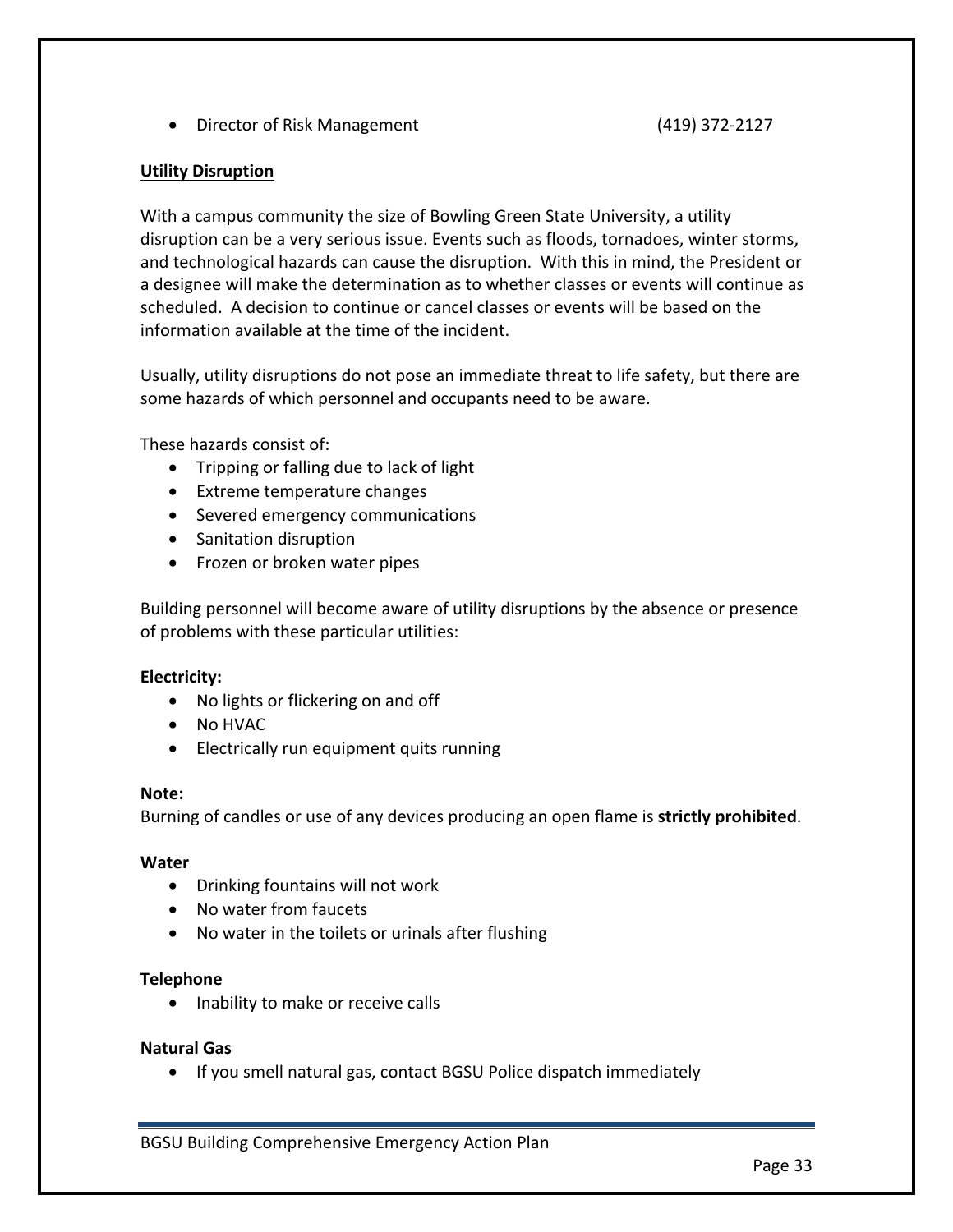- Director of Risk Management (419) 372-2127

**Utility Disruption**

With a campus community the size of Bowling Green State University, a utility disruption can be a very serious issue. Events such as floods, tornadoes, winter storms, and technological hazards can cause the disruption. With this in mind, the President or a designee will make the determination as to whether classes or events will continue as scheduled. A decision to continue or cancel classes or events will be based on the information available at the time of the incident.

Usually, utility disruptions do not pose an immediate threat to life safety, but there are some hazards of which personnel and occupants need to be aware.

These hazards consist of:

- Tripping or falling due to lack of light
- Extreme temperature changes
- Severed emergency communications
- Sanitation disruption
- Frozen or broken water pipes

Building personnel will become aware of utility disruptions by the absence or presence of problems with these particular utilities:

**Electricity:**

- No lights or flickering on and off
- No HVAC
- Electrically run equipment quits running

**Note:**
Burning of candles or use of any devices producing an open flame is **strictly prohibited**.

**Water**

- Drinking fountains will not work
- No water from faucets
- No water in the toilets or urinals after flushing

**Telephone**

- Inability to make or receive calls

**Natural Gas**

- If you smell natural gas, contact BGSU Police dispatch immediately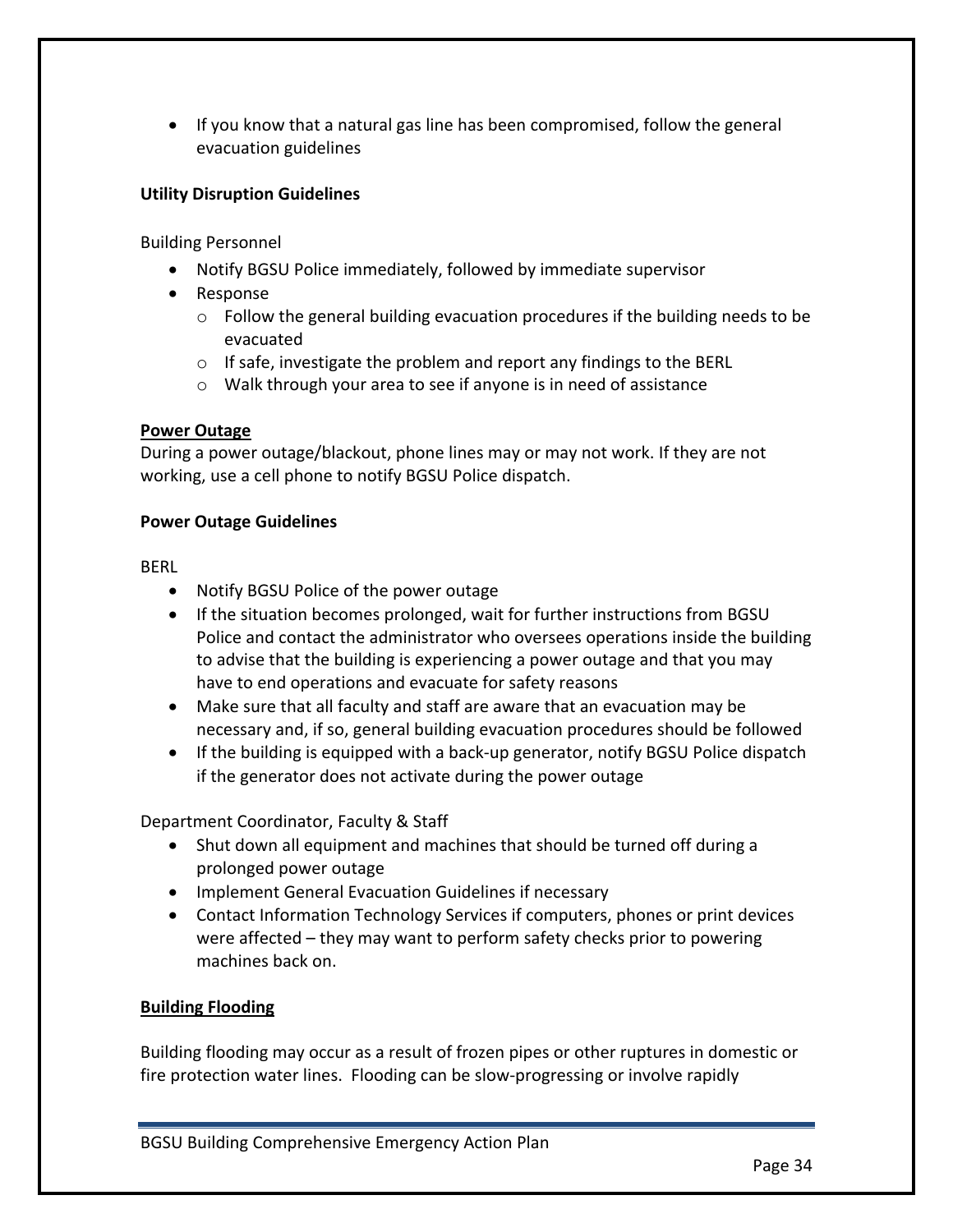- If you know that a natural gas line has been compromised, follow the general evacuation guidelines

**Utility Disruption Guidelines**

Building Personnel

- Notify BGSU Police immediately, followed by immediate supervisor
- Response
  - Follow the general building evacuation procedures if the building needs to be evacuated
  - If safe, investigate the problem and report any findings to the BERL
  - Walk through your area to see if anyone is in need of assistance

**<u>Power Outage</u>**

During a power outage/blackout, phone lines may or may not work. If they are not working, use a cell phone to notify BGSU Police dispatch.

**Power Outage Guidelines**

BERL

- Notify BGSU Police of the power outage
- If the situation becomes prolonged, wait for further instructions from BGSU Police and contact the administrator who oversees operations inside the building to advise that the building is experiencing a power outage and that you may have to end operations and evacuate for safety reasons
- Make sure that all faculty and staff are aware that an evacuation may be necessary and, if so, general building evacuation procedures should be followed
- If the building is equipped with a back-up generator, notify BGSU Police dispatch if the generator does not activate during the power outage

Department Coordinator, Faculty & Staff

- Shut down all equipment and machines that should be turned off during a prolonged power outage
- Implement General Evacuation Guidelines if necessary
- Contact Information Technology Services if computers, phones or print devices were affected – they may want to perform safety checks prior to powering machines back on.

**<u>Building Flooding</u>**

Building flooding may occur as a result of frozen pipes or other ruptures in domestic or fire protection water lines. Flooding can be slow-progressing or involve rapidly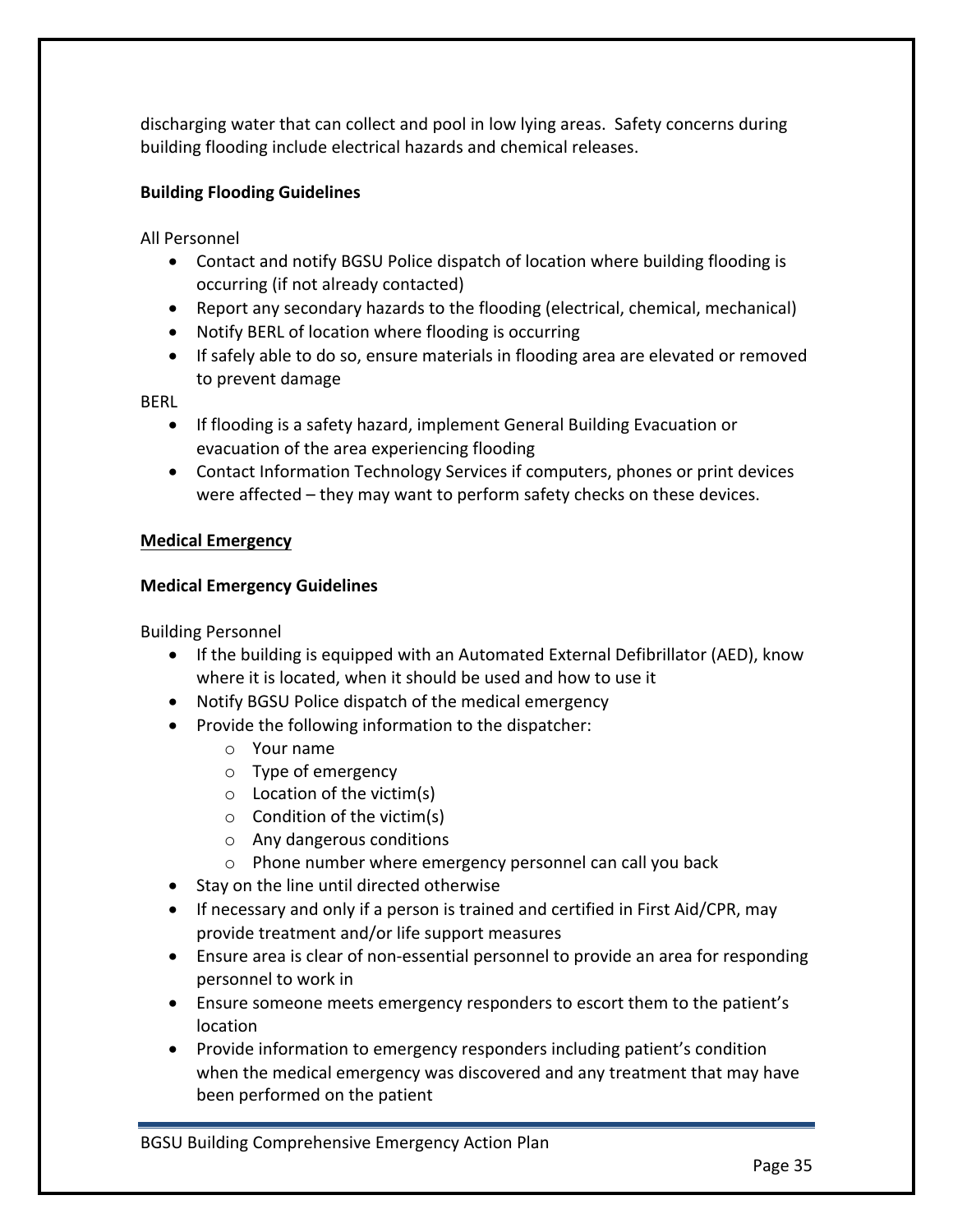discharging water that can collect and pool in low lying areas. Safety concerns during building flooding include electrical hazards and chemical releases.

**Building Flooding Guidelines**

All Personnel

- Contact and notify BGSU Police dispatch of location where building flooding is occurring (if not already contacted)
- Report any secondary hazards to the flooding (electrical, chemical, mechanical)
- Notify BERL of location where flooding is occurring
- If safely able to do so, ensure materials in flooding area are elevated or removed to prevent damage

BERL

- If flooding is a safety hazard, implement General Building Evacuation or evacuation of the area experiencing flooding
- Contact Information Technology Services if computers, phones or print devices were affected – they may want to perform safety checks on these devices.

**Medical Emergency**

**Medical Emergency Guidelines**

Building Personnel

- If the building is equipped with an Automated External Defibrillator (AED), know where it is located, when it should be used and how to use it
- Notify BGSU Police dispatch of the medical emergency
- Provide the following information to the dispatcher:
  - Your name
  - Type of emergency
  - Location of the victim(s)
  - Condition of the victim(s)
  - Any dangerous conditions
  - Phone number where emergency personnel can call you back
- Stay on the line until directed otherwise
- If necessary and only if a person is trained and certified in First Aid/CPR, may provide treatment and/or life support measures
- Ensure area is clear of non-essential personnel to provide an area for responding personnel to work in
- Ensure someone meets emergency responders to escort them to the patient's location
- Provide information to emergency responders including patient's condition when the medical emergency was discovered and any treatment that may have been performed on the patient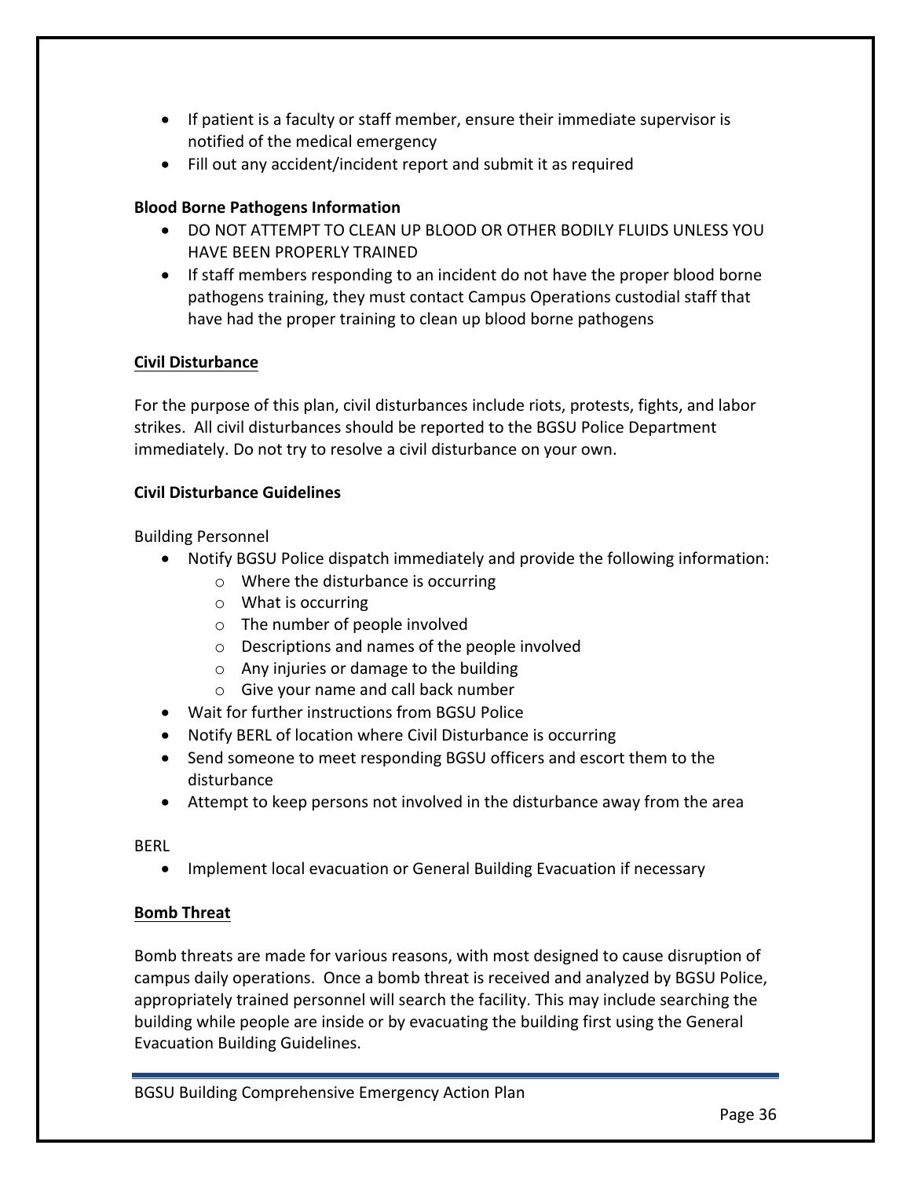- If patient is a faculty or staff member, ensure their immediate supervisor is notified of the medical emergency
- Fill out any accident/incident report and submit it as required

**Blood Borne Pathogens Information**

- DO NOT ATTEMPT TO CLEAN UP BLOOD OR OTHER BODILY FLUIDS UNLESS YOU HAVE BEEN PROPERLY TRAINED
- If staff members responding to an incident do not have the proper blood borne pathogens training, they must contact Campus Operations custodial staff that have had the proper training to clean up blood borne pathogens

## Civil Disturbance

For the purpose of this plan, civil disturbances include riots, protests, fights, and labor strikes. All civil disturbances should be reported to the BGSU Police Department immediately. Do not try to resolve a civil disturbance on your own.

**Civil Disturbance Guidelines**

Building Personnel

- Notify BGSU Police dispatch immediately and provide the following information:
  - Where the disturbance is occurring
  - What is occurring
  - The number of people involved
  - Descriptions and names of the people involved
  - Any injuries or damage to the building
  - Give your name and call back number
- Wait for further instructions from BGSU Police
- Notify BERL of location where Civil Disturbance is occurring
- Send someone to meet responding BGSU officers and escort them to the disturbance
- Attempt to keep persons not involved in the disturbance away from the area

BERL

- Implement local evacuation or General Building Evacuation if necessary

## Bomb Threat

Bomb threats are made for various reasons, with most designed to cause disruption of campus daily operations. Once a bomb threat is received and analyzed by BGSU Police, appropriately trained personnel will search the facility. This may include searching the building while people are inside or by evacuating the building first using the General Evacuation Building Guidelines.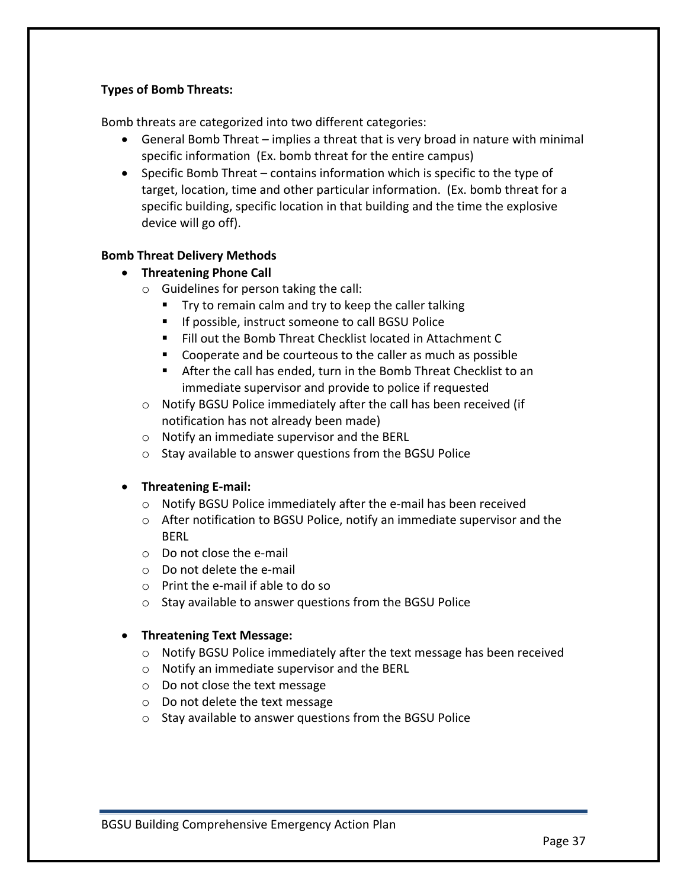**Types of Bomb Threats:**

Bomb threats are categorized into two different categories:

- General Bomb Threat – implies a threat that is very broad in nature with minimal specific information (Ex. bomb threat for the entire campus)
- Specific Bomb Threat – contains information which is specific to the type of target, location, time and other particular information. (Ex. bomb threat for a specific building, specific location in that building and the time the explosive device will go off).

**Bomb Threat Delivery Methods**

- **Threatening Phone Call**
  - Guidelines for person taking the call:
    - Try to remain calm and try to keep the caller talking
    - If possible, instruct someone to call BGSU Police
    - Fill out the Bomb Threat Checklist located in Attachment C
    - Cooperate and be courteous to the caller as much as possible
    - After the call has ended, turn in the Bomb Threat Checklist to an immediate supervisor and provide to police if requested
  - Notify BGSU Police immediately after the call has been received (if notification has not already been made)
  - Notify an immediate supervisor and the BERL
  - Stay available to answer questions from the BGSU Police

- **Threatening E-mail:**
  - Notify BGSU Police immediately after the e-mail has been received
  - After notification to BGSU Police, notify an immediate supervisor and the BERL
  - Do not close the e-mail
  - Do not delete the e-mail
  - Print the e-mail if able to do so
  - Stay available to answer questions from the BGSU Police

- **Threatening Text Message:**
  - Notify BGSU Police immediately after the text message has been received
  - Notify an immediate supervisor and the BERL
  - Do not close the text message
  - Do not delete the text message
  - Stay available to answer questions from the BGSU Police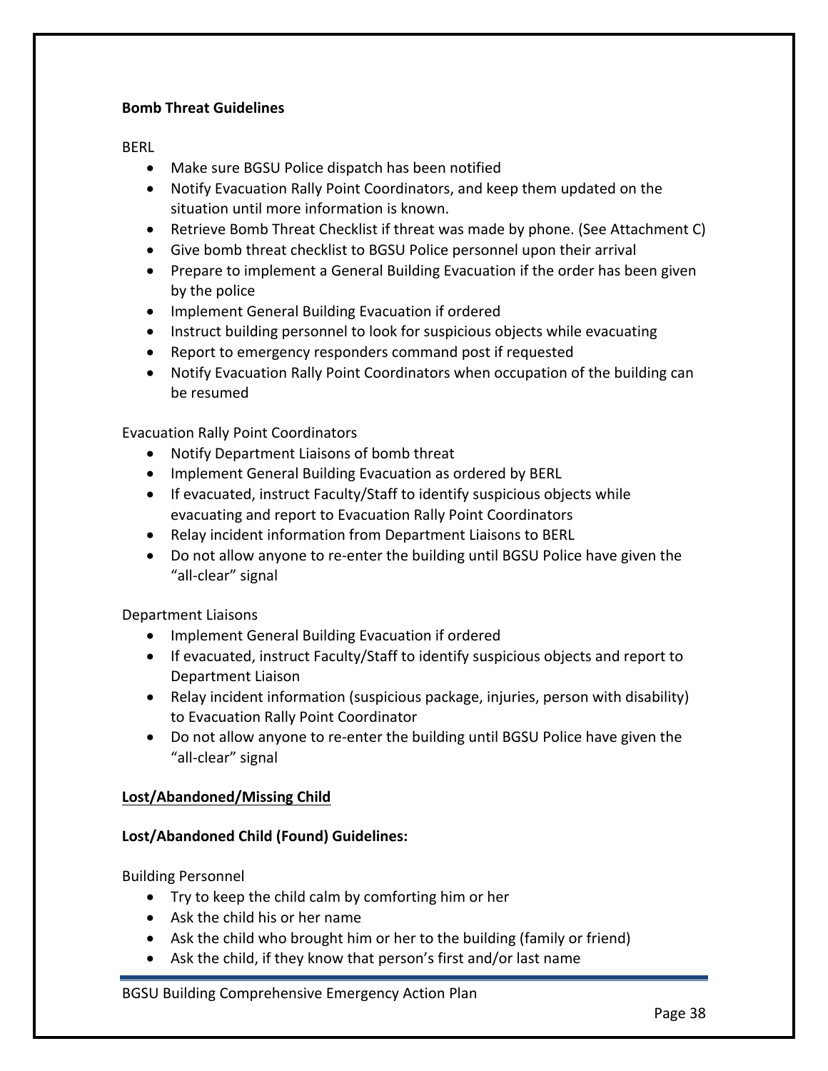**Bomb Threat Guidelines**

BERL

- Make sure BGSU Police dispatch has been notified
- Notify Evacuation Rally Point Coordinators, and keep them updated on the situation until more information is known.
- Retrieve Bomb Threat Checklist if threat was made by phone. (See Attachment C)
- Give bomb threat checklist to BGSU Police personnel upon their arrival
- Prepare to implement a General Building Evacuation if the order has been given by the police
- Implement General Building Evacuation if ordered
- Instruct building personnel to look for suspicious objects while evacuating
- Report to emergency responders command post if requested
- Notify Evacuation Rally Point Coordinators when occupation of the building can be resumed

Evacuation Rally Point Coordinators

- Notify Department Liaisons of bomb threat
- Implement General Building Evacuation as ordered by BERL
- If evacuated, instruct Faculty/Staff to identify suspicious objects while evacuating and report to Evacuation Rally Point Coordinators
- Relay incident information from Department Liaisons to BERL
- Do not allow anyone to re-enter the building until BGSU Police have given the "all-clear" signal

Department Liaisons

- Implement General Building Evacuation if ordered
- If evacuated, instruct Faculty/Staff to identify suspicious objects and report to Department Liaison
- Relay incident information (suspicious package, injuries, person with disability) to Evacuation Rally Point Coordinator
- Do not allow anyone to re-enter the building until BGSU Police have given the "all-clear" signal

**Lost/Abandoned/Missing Child**

**Lost/Abandoned Child (Found) Guidelines:**

Building Personnel

- Try to keep the child calm by comforting him or her
- Ask the child his or her name
- Ask the child who brought him or her to the building (family or friend)
- Ask the child, if they know that person's first and/or last name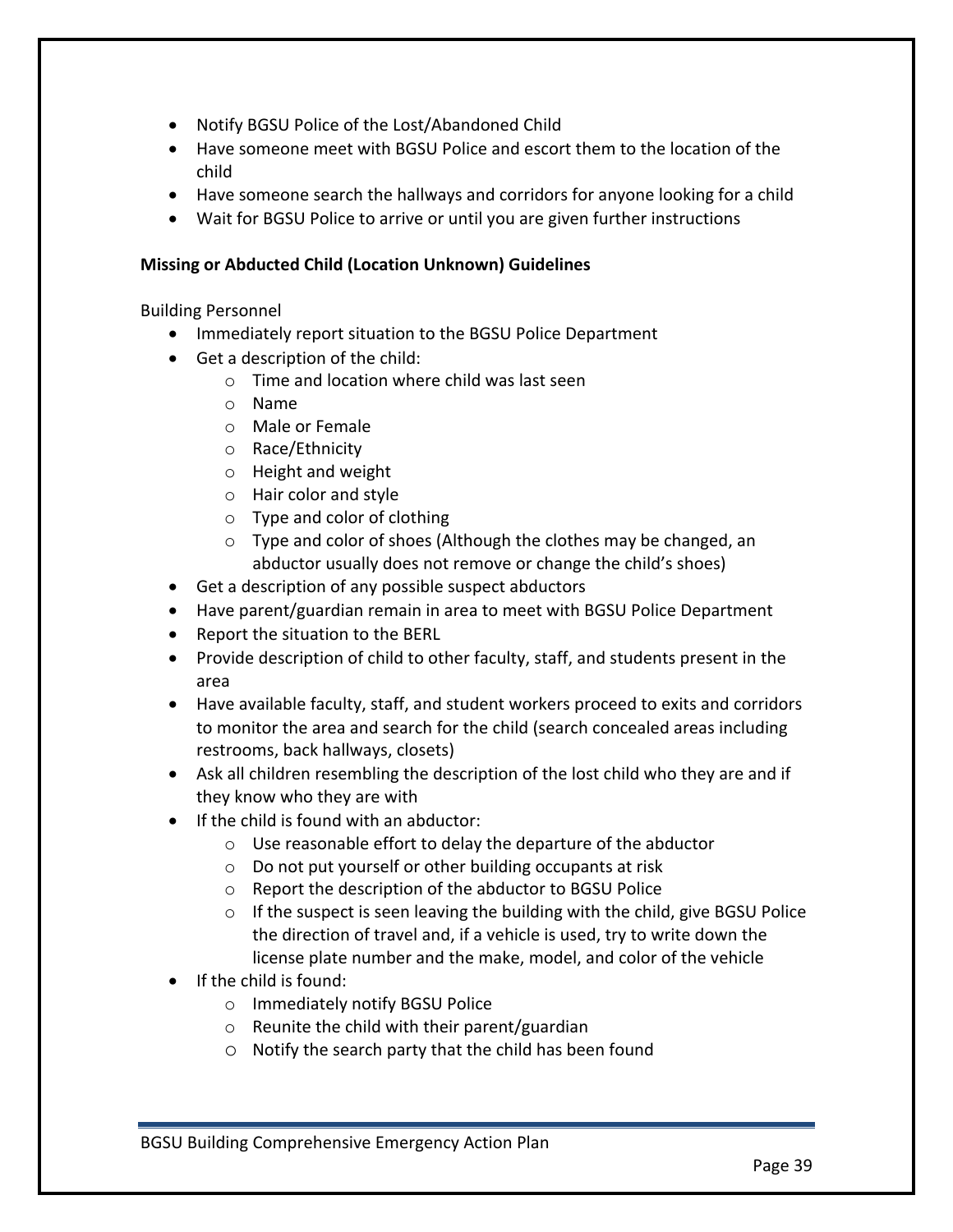- Notify BGSU Police of the Lost/Abandoned Child
- Have someone meet with BGSU Police and escort them to the location of the child
- Have someone search the hallways and corridors for anyone looking for a child
- Wait for BGSU Police to arrive or until you are given further instructions

**Missing or Abducted Child (Location Unknown) Guidelines**

Building Personnel

- Immediately report situation to the BGSU Police Department
- Get a description of the child:
    - Time and location where child was last seen
    - Name
    - Male or Female
    - Race/Ethnicity
    - Height and weight
    - Hair color and style
    - Type and color of clothing
    - Type and color of shoes (Although the clothes may be changed, an abductor usually does not remove or change the child's shoes)
- Get a description of any possible suspect abductors
- Have parent/guardian remain in area to meet with BGSU Police Department
- Report the situation to the BERL
- Provide description of child to other faculty, staff, and students present in the area
- Have available faculty, staff, and student workers proceed to exits and corridors to monitor the area and search for the child (search concealed areas including restrooms, back hallways, closets)
- Ask all children resembling the description of the lost child who they are and if they know who they are with
- If the child is found with an abductor:
    - Use reasonable effort to delay the departure of the abductor
    - Do not put yourself or other building occupants at risk
    - Report the description of the abductor to BGSU Police
    - If the suspect is seen leaving the building with the child, give BGSU Police the direction of travel and, if a vehicle is used, try to write down the license plate number and the make, model, and color of the vehicle
- If the child is found:
    - Immediately notify BGSU Police
    - Reunite the child with their parent/guardian
    - Notify the search party that the child has been found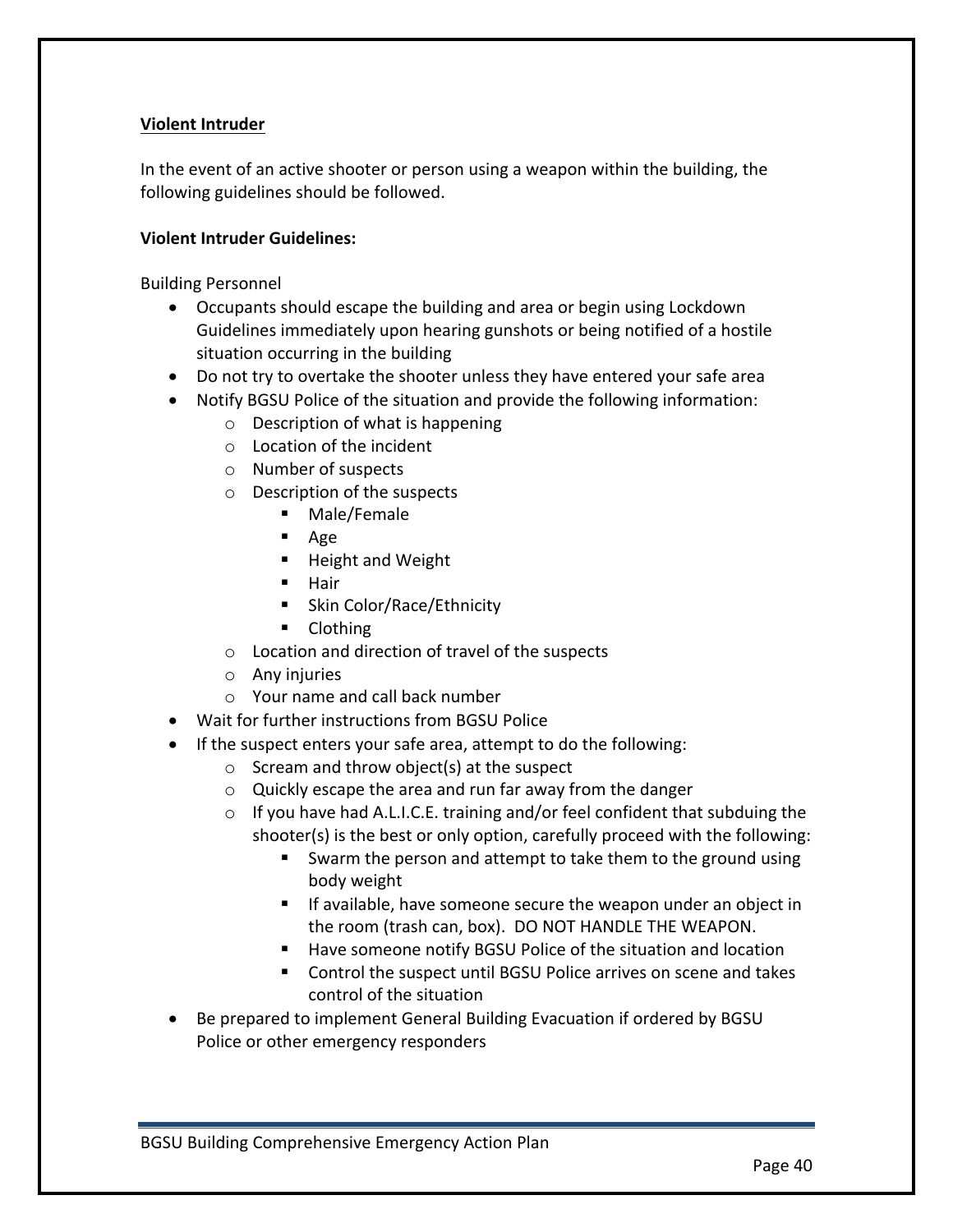**Violent Intruder**

In the event of an active shooter or person using a weapon within the building, the following guidelines should be followed.

**Violent Intruder Guidelines:**

Building Personnel

- Occupants should escape the building and area or begin using Lockdown Guidelines immediately upon hearing gunshots or being notified of a hostile situation occurring in the building
- Do not try to overtake the shooter unless they have entered your safe area
- Notify BGSU Police of the situation and provide the following information:
  - Description of what is happening
  - Location of the incident
  - Number of suspects
  - Description of the suspects
    - Male/Female
    - Age
    - Height and Weight
    - Hair
    - Skin Color/Race/Ethnicity
    - Clothing
  - Location and direction of travel of the suspects
  - Any injuries
  - Your name and call back number
- Wait for further instructions from BGSU Police
- If the suspect enters your safe area, attempt to do the following:
  - Scream and throw object(s) at the suspect
  - Quickly escape the area and run far away from the danger
  - If you have had A.L.I.C.E. training and/or feel confident that subduing the shooter(s) is the best or only option, carefully proceed with the following:
    - Swarm the person and attempt to take them to the ground using body weight
    - If available, have someone secure the weapon under an object in the room (trash can, box). DO NOT HANDLE THE WEAPON.
    - Have someone notify BGSU Police of the situation and location
    - Control the suspect until BGSU Police arrives on scene and takes control of the situation
- Be prepared to implement General Building Evacuation if ordered by BGSU Police or other emergency responders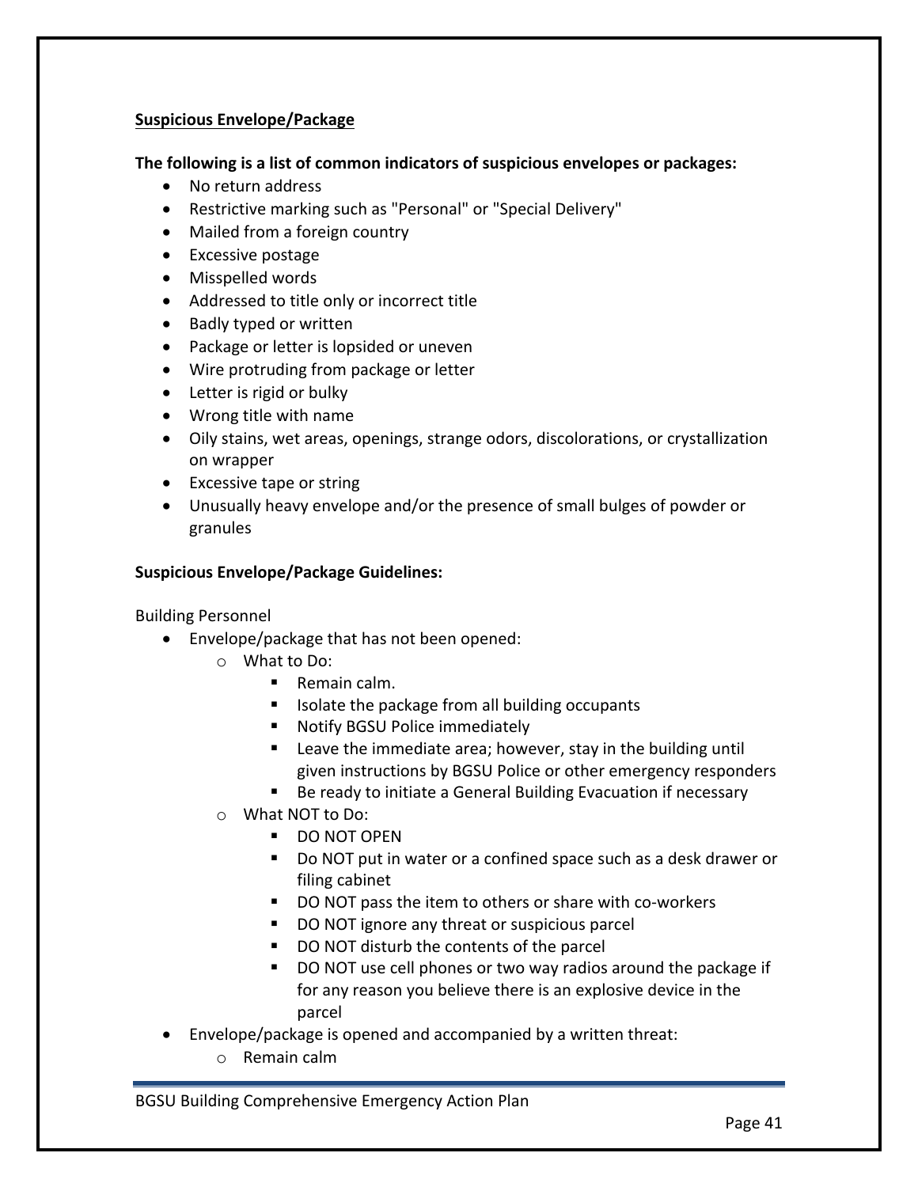**Suspicious Envelope/Package**

**The following is a list of common indicators of suspicious envelopes or packages:**

- No return address
- Restrictive marking such as "Personal" or "Special Delivery"
- Mailed from a foreign country
- Excessive postage
- Misspelled words
- Addressed to title only or incorrect title
- Badly typed or written
- Package or letter is lopsided or uneven
- Wire protruding from package or letter
- Letter is rigid or bulky
- Wrong title with name
- Oily stains, wet areas, openings, strange odors, discolorations, or crystallization on wrapper
- Excessive tape or string
- Unusually heavy envelope and/or the presence of small bulges of powder or granules

**Suspicious Envelope/Package Guidelines:**

Building Personnel

- Envelope/package that has not been opened:
  - What to Do:
    - Remain calm.
    - Isolate the package from all building occupants
    - Notify BGSU Police immediately
    - Leave the immediate area; however, stay in the building until given instructions by BGSU Police or other emergency responders
    - Be ready to initiate a General Building Evacuation if necessary
  - What NOT to Do:
    - DO NOT OPEN
    - Do NOT put in water or a confined space such as a desk drawer or filing cabinet
    - DO NOT pass the item to others or share with co-workers
    - DO NOT ignore any threat or suspicious parcel
    - DO NOT disturb the contents of the parcel
    - DO NOT use cell phones or two way radios around the package if for any reason you believe there is an explosive device in the parcel
- Envelope/package is opened and accompanied by a written threat:
  - Remain calm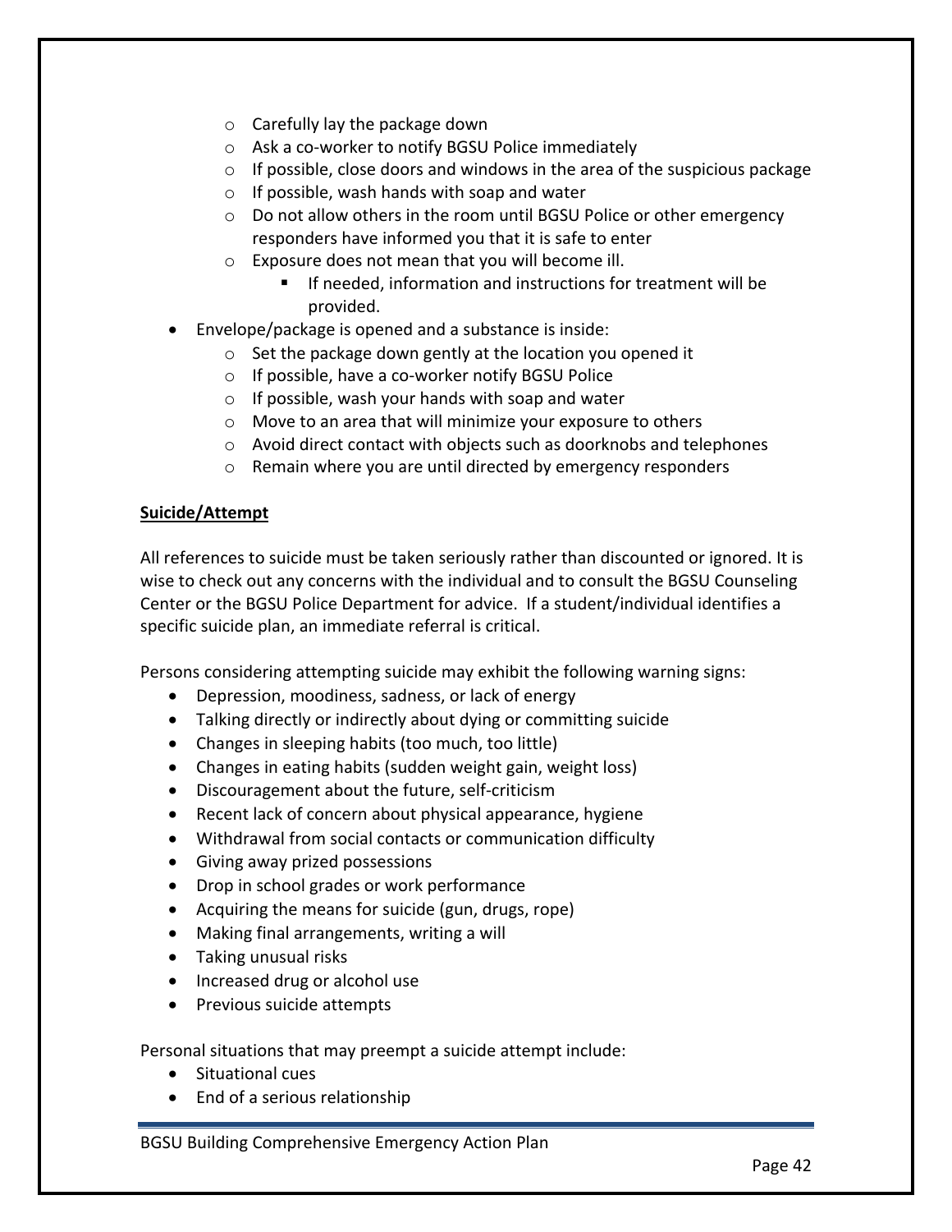- Carefully lay the package down
  - Ask a co-worker to notify BGSU Police immediately
  - If possible, close doors and windows in the area of the suspicious package
  - If possible, wash hands with soap and water
  - Do not allow others in the room until BGSU Police or other emergency responders have informed you that it is safe to enter
  - Exposure does not mean that you will become ill.
    - If needed, information and instructions for treatment will be provided.
- Envelope/package is opened and a substance is inside:
  - Set the package down gently at the location you opened it
  - If possible, have a co-worker notify BGSU Police
  - If possible, wash your hands with soap and water
  - Move to an area that will minimize your exposure to others
  - Avoid direct contact with objects such as doorknobs and telephones
  - Remain where you are until directed by emergency responders

**Suicide/Attempt**

All references to suicide must be taken seriously rather than discounted or ignored. It is wise to check out any concerns with the individual and to consult the BGSU Counseling Center or the BGSU Police Department for advice. If a student/individual identifies a specific suicide plan, an immediate referral is critical.

Persons considering attempting suicide may exhibit the following warning signs:

- Depression, moodiness, sadness, or lack of energy
- Talking directly or indirectly about dying or committing suicide
- Changes in sleeping habits (too much, too little)
- Changes in eating habits (sudden weight gain, weight loss)
- Discouragement about the future, self-criticism
- Recent lack of concern about physical appearance, hygiene
- Withdrawal from social contacts or communication difficulty
- Giving away prized possessions
- Drop in school grades or work performance
- Acquiring the means for suicide (gun, drugs, rope)
- Making final arrangements, writing a will
- Taking unusual risks
- Increased drug or alcohol use
- Previous suicide attempts

Personal situations that may preempt a suicide attempt include:

- Situational cues
- End of a serious relationship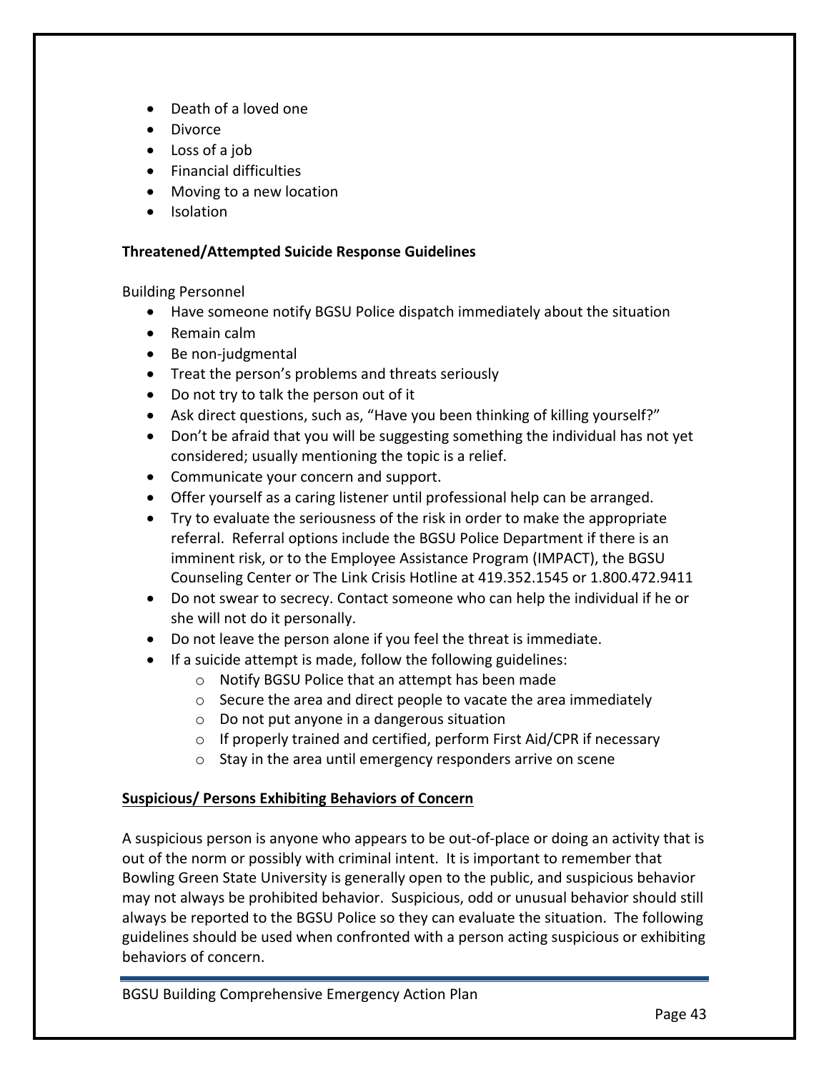- Death of a loved one
- Divorce
- Loss of a job
- Financial difficulties
- Moving to a new location
- Isolation

**Threatened/Attempted Suicide Response Guidelines**

Building Personnel

- Have someone notify BGSU Police dispatch immediately about the situation
- Remain calm
- Be non-judgmental
- Treat the person's problems and threats seriously
- Do not try to talk the person out of it
- Ask direct questions, such as, "Have you been thinking of killing yourself?"
- Don't be afraid that you will be suggesting something the individual has not yet considered; usually mentioning the topic is a relief.
- Communicate your concern and support.
- Offer yourself as a caring listener until professional help can be arranged.
- Try to evaluate the seriousness of the risk in order to make the appropriate referral. Referral options include the BGSU Police Department if there is an imminent risk, or to the Employee Assistance Program (IMPACT), the BGSU Counseling Center or The Link Crisis Hotline at 419.352.1545 or 1.800.472.9411
- Do not swear to secrecy. Contact someone who can help the individual if he or she will not do it personally.
- Do not leave the person alone if you feel the threat is immediate.
- If a suicide attempt is made, follow the following guidelines:
    - Notify BGSU Police that an attempt has been made
    - Secure the area and direct people to vacate the area immediately
    - Do not put anyone in a dangerous situation
    - If properly trained and certified, perform First Aid/CPR if necessary
    - Stay in the area until emergency responders arrive on scene

**<u>Suspicious/ Persons Exhibiting Behaviors of Concern</u>**

A suspicious person is anyone who appears to be out-of-place or doing an activity that is out of the norm or possibly with criminal intent. It is important to remember that Bowling Green State University is generally open to the public, and suspicious behavior may not always be prohibited behavior. Suspicious, odd or unusual behavior should still always be reported to the BGSU Police so they can evaluate the situation. The following guidelines should be used when confronted with a person acting suspicious or exhibiting behaviors of concern.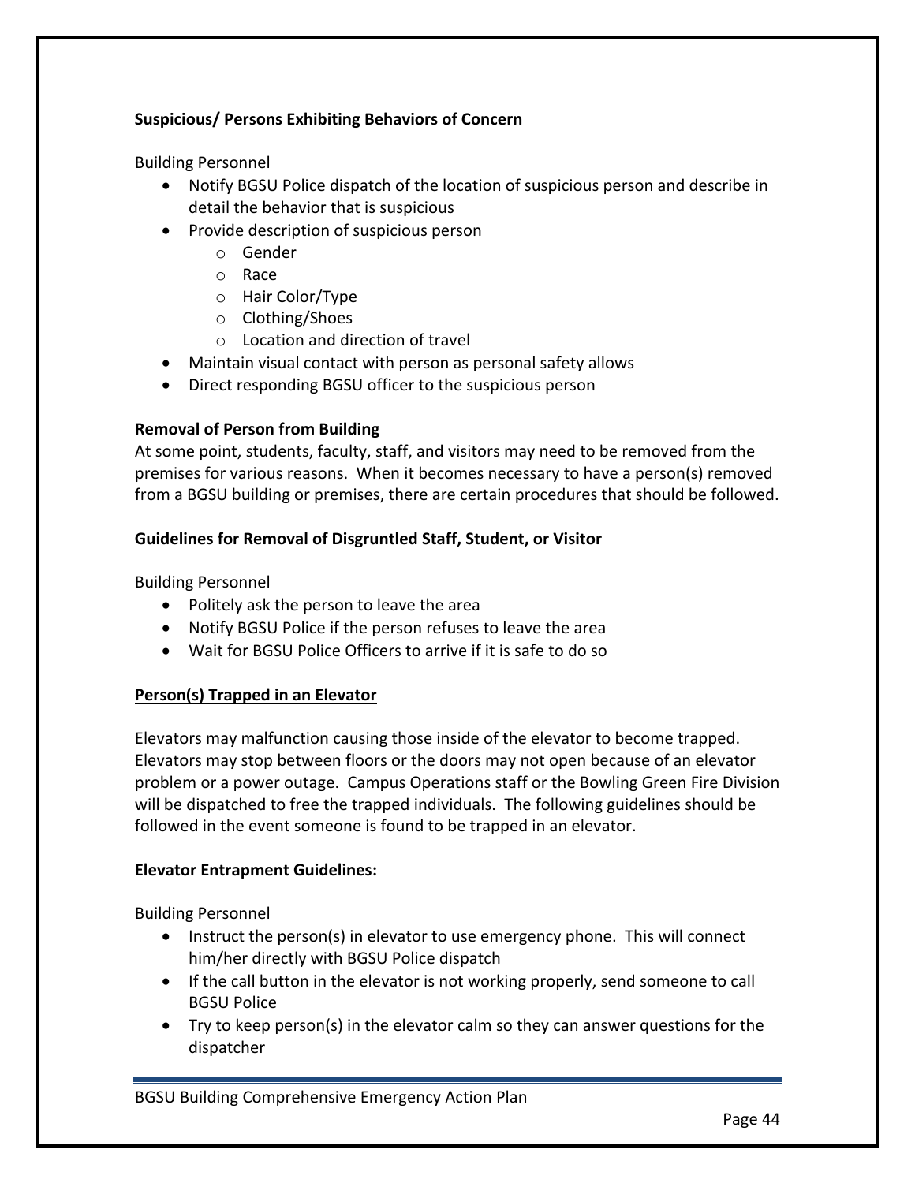**Suspicious/ Persons Exhibiting Behaviors of Concern**

Building Personnel

- Notify BGSU Police dispatch of the location of suspicious person and describe in detail the behavior that is suspicious
- Provide description of suspicious person
  - Gender
  - Race
  - Hair Color/Type
  - Clothing/Shoes
  - Location and direction of travel
- Maintain visual contact with person as personal safety allows
- Direct responding BGSU officer to the suspicious person

**Removal of Person from Building**

At some point, students, faculty, staff, and visitors may need to be removed from the premises for various reasons. When it becomes necessary to have a person(s) removed from a BGSU building or premises, there are certain procedures that should be followed.

**Guidelines for Removal of Disgruntled Staff, Student, or Visitor**

Building Personnel

- Politely ask the person to leave the area
- Notify BGSU Police if the person refuses to leave the area
- Wait for BGSU Police Officers to arrive if it is safe to do so

**Person(s) Trapped in an Elevator**

Elevators may malfunction causing those inside of the elevator to become trapped. Elevators may stop between floors or the doors may not open because of an elevator problem or a power outage. Campus Operations staff or the Bowling Green Fire Division will be dispatched to free the trapped individuals. The following guidelines should be followed in the event someone is found to be trapped in an elevator.

**Elevator Entrapment Guidelines:**

Building Personnel

- Instruct the person(s) in elevator to use emergency phone. This will connect him/her directly with BGSU Police dispatch
- If the call button in the elevator is not working properly, send someone to call BGSU Police
- Try to keep person(s) in the elevator calm so they can answer questions for the dispatcher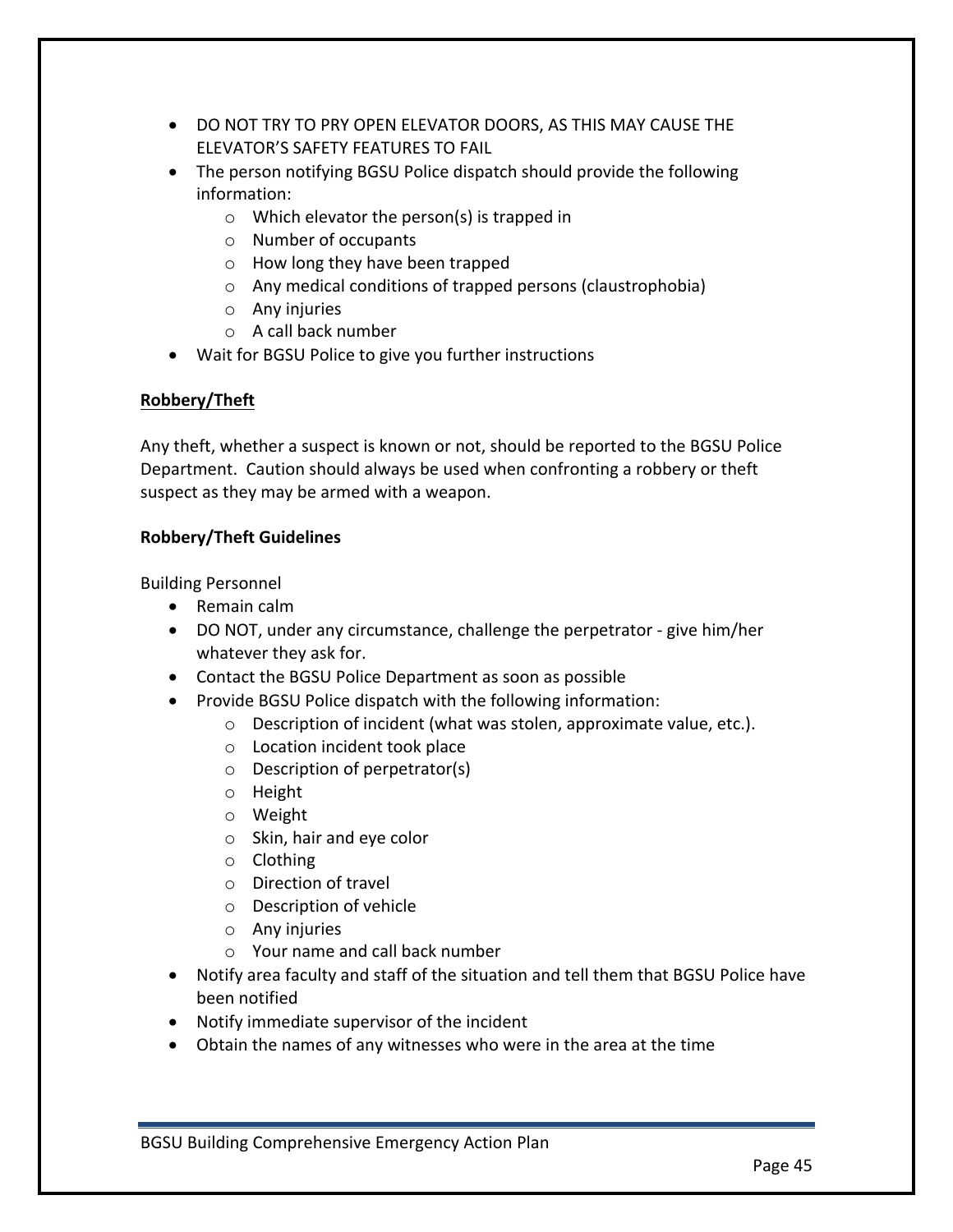- DO NOT TRY TO PRY OPEN ELEVATOR DOORS, AS THIS MAY CAUSE THE ELEVATOR'S SAFETY FEATURES TO FAIL
- The person notifying BGSU Police dispatch should provide the following information:
  - Which elevator the person(s) is trapped in
  - Number of occupants
  - How long they have been trapped
  - Any medical conditions of trapped persons (claustrophobia)
  - Any injuries
  - A call back number
- Wait for BGSU Police to give you further instructions

<u>**Robbery/Theft**</u>

Any theft, whether a suspect is known or not, should be reported to the BGSU Police Department. Caution should always be used when confronting a robbery or theft suspect as they may be armed with a weapon.

**Robbery/Theft Guidelines**

Building Personnel

- Remain calm
- DO NOT, under any circumstance, challenge the perpetrator - give him/her whatever they ask for.
- Contact the BGSU Police Department as soon as possible
- Provide BGSU Police dispatch with the following information:
  - Description of incident (what was stolen, approximate value, etc.).
  - Location incident took place
  - Description of perpetrator(s)
  - Height
  - Weight
  - Skin, hair and eye color
  - Clothing
  - Direction of travel
  - Description of vehicle
  - Any injuries
  - Your name and call back number
- Notify area faculty and staff of the situation and tell them that BGSU Police have been notified
- Notify immediate supervisor of the incident
- Obtain the names of any witnesses who were in the area at the time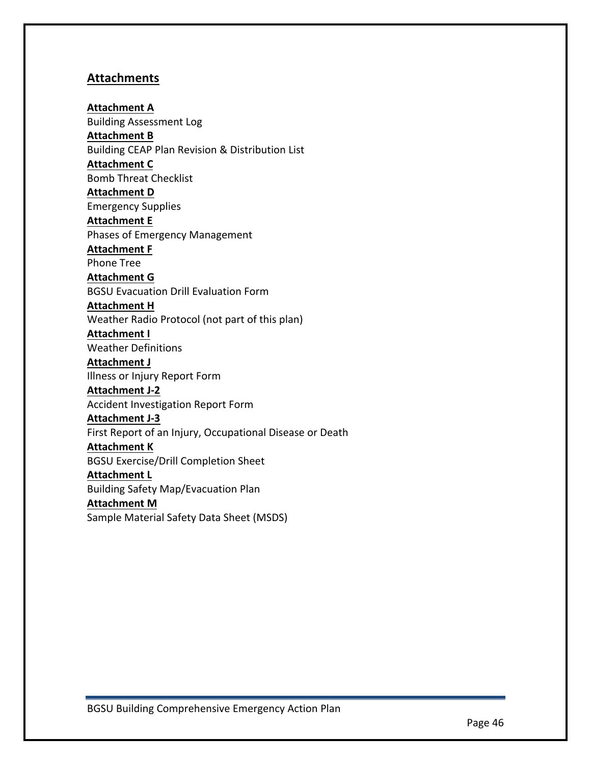## Attachments

**Attachment A**
Building Assessment Log
**Attachment B**
Building CEAP Plan Revision & Distribution List
**Attachment C**
Bomb Threat Checklist
**Attachment D**
Emergency Supplies
**Attachment E**
Phases of Emergency Management
**Attachment F**
Phone Tree
**Attachment G**
BGSU Evacuation Drill Evaluation Form
**Attachment H**
Weather Radio Protocol (not part of this plan)
**Attachment I**
Weather Definitions
**Attachment J**
Illness or Injury Report Form
**Attachment J-2**
Accident Investigation Report Form
**Attachment J-3**
First Report of an Injury, Occupational Disease or Death
**Attachment K**
BGSU Exercise/Drill Completion Sheet
**Attachment L**
Building Safety Map/Evacuation Plan
**Attachment M**
Sample Material Safety Data Sheet (MSDS)